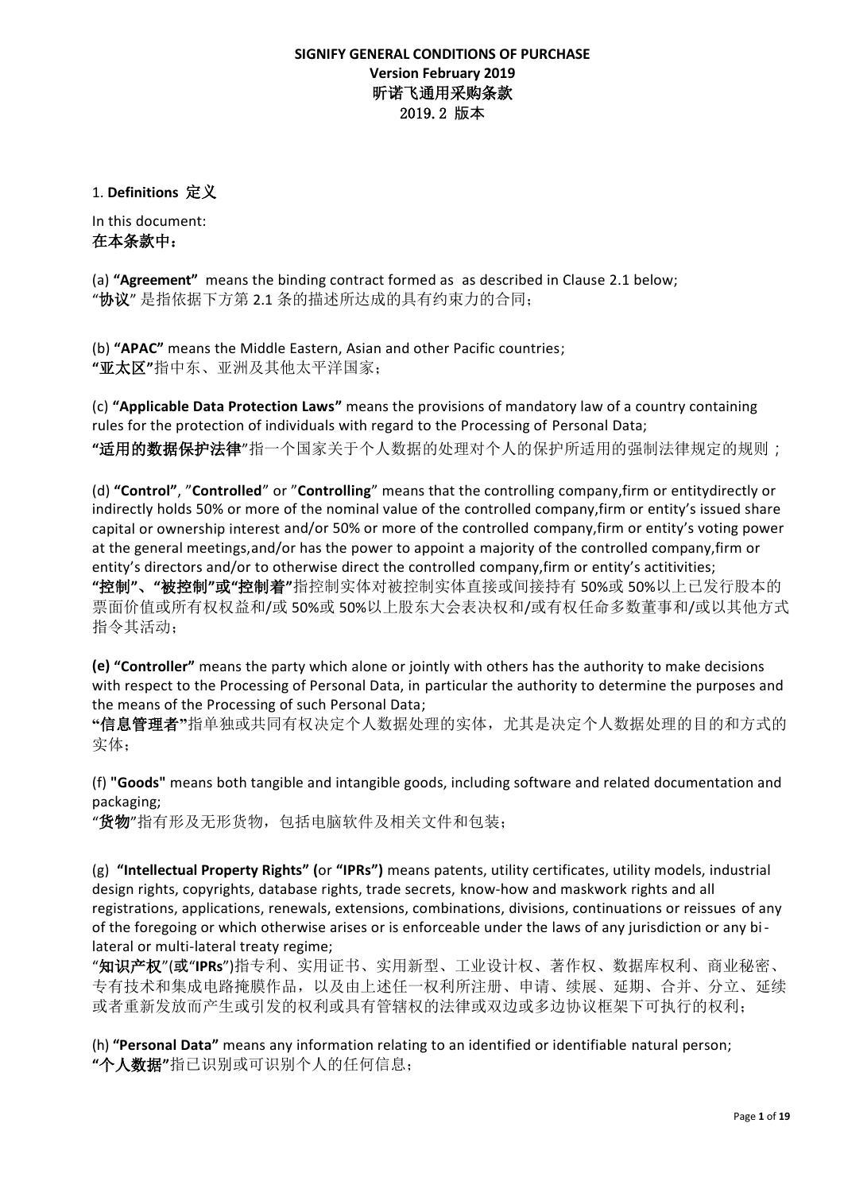**SIGNIFY GENERAL CONDITIONS OF PURCHASE**
**Version February 2019**
**昕诺飞通用采购条款**
**2019.2 版本**

## 1. **Definitions** 定义

In this document:
**在本条款中：**

(a) **"Agreement"** means the binding contract formed as as described in Clause 2.1 below;
"**协议**" 是指依据下方第 2.1 条的描述所达成的具有约束力的合同；

(b) **"APAC"** means the Middle Eastern, Asian and other Pacific countries;
**"亚太区"**指中东、亚洲及其他太平洋国家；

(c) **"Applicable Data Protection Laws"** means the provisions of mandatory law of a country containing rules for the protection of individuals with regard to the Processing of Personal Data;
**"适用的数据保护法律"**指一个国家关于个人数据的处理对个人的保护所适用的强制法律规定的规则；

(d) **"Control"**, "**Controlled**" or "**Controlling**" means that the controlling company,firm or entitydirectly or indirectly holds 50% or more of the nominal value of the controlled company,firm or entity's issued share capital or ownership interest and/or 50% or more of the controlled company,firm or entity's voting power at the general meetings,and/or has the power to appoint a majority of the controlled company,firm or entity's directors and/or to otherwise direct the controlled company,firm or entity's actitivities;
**"控制"、"被控制"或"控制着"**指控制实体对被控制实体直接或间接持有 50%或 50%以上已发行股本的票面价值或所有权权益和/或 50%或 50%以上股东大会表决权和/或有权任命多数董事和/或以其他方式指令其活动；

**(e) "Controller"** means the party which alone or jointly with others has the authority to make decisions with respect to the Processing of Personal Data, in particular the authority to determine the purposes and the means of the Processing of such Personal Data;
**"信息管理者"**指单独或共同有权决定个人数据处理的实体，尤其是决定个人数据处理的目的和方式的实体；

(f) **"Goods"** means both tangible and intangible goods, including software and related documentation and packaging;
"**货物**"指有形及无形货物，包括电脑软件及相关文件和包装；

(g) **"Intellectual Property Rights" (**or **"IPRs")** means patents, utility certificates, utility models, industrial design rights, copyrights, database rights, trade secrets, know-how and maskwork rights and all registrations, applications, renewals, extensions, combinations, divisions, continuations or reissues of any of the foregoing or which otherwise arises or is enforceable under the laws of any jurisdiction or any bi-lateral or multi-lateral treaty regime;
"**知识产权**"(或"**IPRs**")指专利、实用证书、实用新型、工业设计权、著作权、数据库权利、商业秘密、专有技术和集成电路掩膜作品，以及由上述任一权利所注册、申请、续展、延期、合并、分立、延续或者重新发放而产生或引发的权利或具有管辖权的法律或双边或多边协议框架下可执行的权利；

(h) **"Personal Data"** means any information relating to an identified or identifiable natural person;
**"个人数据"**指已识别或可识别个人的任何信息；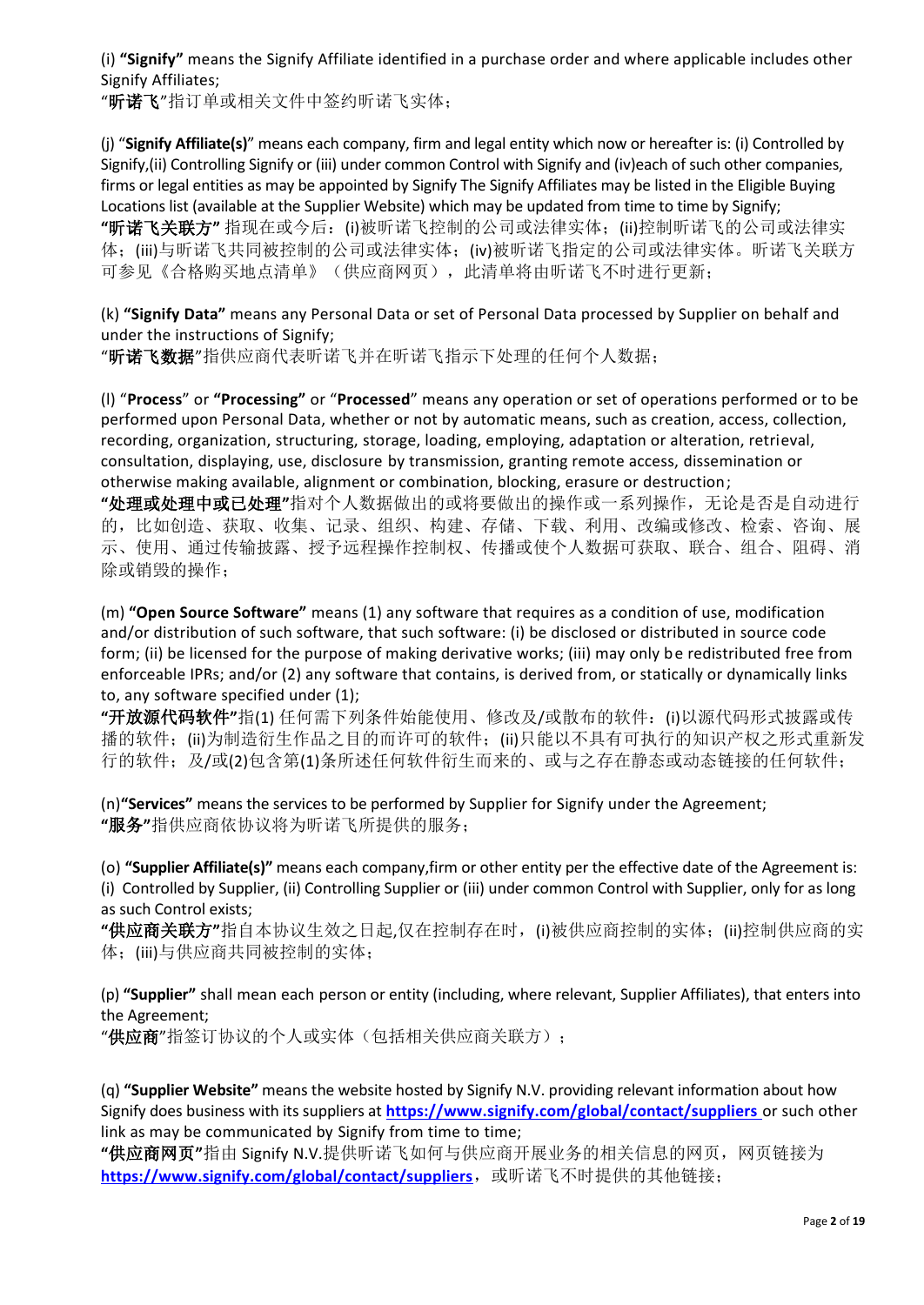(i) **"Signify"** means the Signify Affiliate identified in a purchase order and where applicable includes other Signify Affiliates;
"**昕诺飞**"指订单或相关文件中签约昕诺飞实体；

(j) "**Signify Affiliate(s)**" means each company, firm and legal entity which now or hereafter is: (i) Controlled by Signify,(ii) Controlling Signify or (iii) under common Control with Signify and (iv)each of such other companies, firms or legal entities as may be appointed by Signify The Signify Affiliates may be listed in the Eligible Buying Locations list (available at the Supplier Website) which may be updated from time to time by Signify;
**"昕诺飞关联方"** 指现在或今后：(i)被昕诺飞控制的公司或法律实体；(ii)控制昕诺飞的公司或法律实体；(iii)与昕诺飞共同被控制的公司或法律实体；(iv)被昕诺飞指定的公司或法律实体。昕诺飞关联方可参见《合格购买地点清单》（供应商网页），此清单将由昕诺飞不时进行更新；

(k) **"Signify Data"** means any Personal Data or set of Personal Data processed by Supplier on behalf and under the instructions of Signify;
"**昕诺飞数据**"指供应商代表昕诺飞并在昕诺飞指示下处理的任何个人数据；

(l) "**Process**" or **"Processing"** or "**Processed**" means any operation or set of operations performed or to be performed upon Personal Data, whether or not by automatic means, such as creation, access, collection, recording, organization, structuring, storage, loading, employing, adaptation or alteration, retrieval, consultation, displaying, use, disclosure by transmission, granting remote access, dissemination or otherwise making available, alignment or combination, blocking, erasure or destruction;
**"处理或处理中或已处理"**指对个人数据做出的或将要做出的操作或一系列操作，无论是否是自动进行的，比如创造、获取、收集、记录、组织、构建、存储、下载、利用、改编或修改、检索、咨询、展示、使用、通过传输披露、授予远程操作控制权、传播或使个人数据可获取、联合、组合、阻碍、消除或销毁的操作；

(m) **"Open Source Software"** means (1) any software that requires as a condition of use, modification and/or distribution of such software, that such software: (i) be disclosed or distributed in source code form; (ii) be licensed for the purpose of making derivative works; (iii) may only be redistributed free from enforceable IPRs; and/or (2) any software that contains, is derived from, or statically or dynamically links to, any software specified under (1);
**"开放源代码软件"**指(1) 任何需下列条件始能使用、修改及/或散布的软件：(i)以源代码形式披露或传播的软件；(ii)为制造衍生作品之目的而许可的软件；(ii)只能以不具有可执行的知识产权之形式重新发行的软件；及/或(2)包含第(1)条所述任何软件衍生而来的、或与之存在静态或动态链接的任何软件；

(n)**"Services"** means the services to be performed by Supplier for Signify under the Agreement;
**"服务"**指供应商依协议将为昕诺飞所提供的服务；

(o) **"Supplier Affiliate(s)"** means each company,firm or other entity per the effective date of the Agreement is: (i) Controlled by Supplier, (ii) Controlling Supplier or (iii) under common Control with Supplier, only for as long as such Control exists;
**"供应商关联方"**指自本协议生效之日起,仅在控制存在时，(i)被供应商控制的实体；(ii)控制供应商的实体；(iii)与供应商共同被控制的实体；

(p) **"Supplier"** shall mean each person or entity (including, where relevant, Supplier Affiliates), that enters into the Agreement;
"**供应商**"指签订协议的个人或实体（包括相关供应商关联方）；

(q) **"Supplier Website"** means the website hosted by Signify N.V. providing relevant information about how Signify does business with its suppliers at **https://www.signify.com/global/contact/suppliers** or such other link as may be communicated by Signify from time to time;
**"供应商网页"**指由 Signify N.V.提供昕诺飞如何与供应商开展业务的相关信息的网页，网页链接为 **https://www.signify.com/global/contact/suppliers**，或昕诺飞不时提供的其他链接；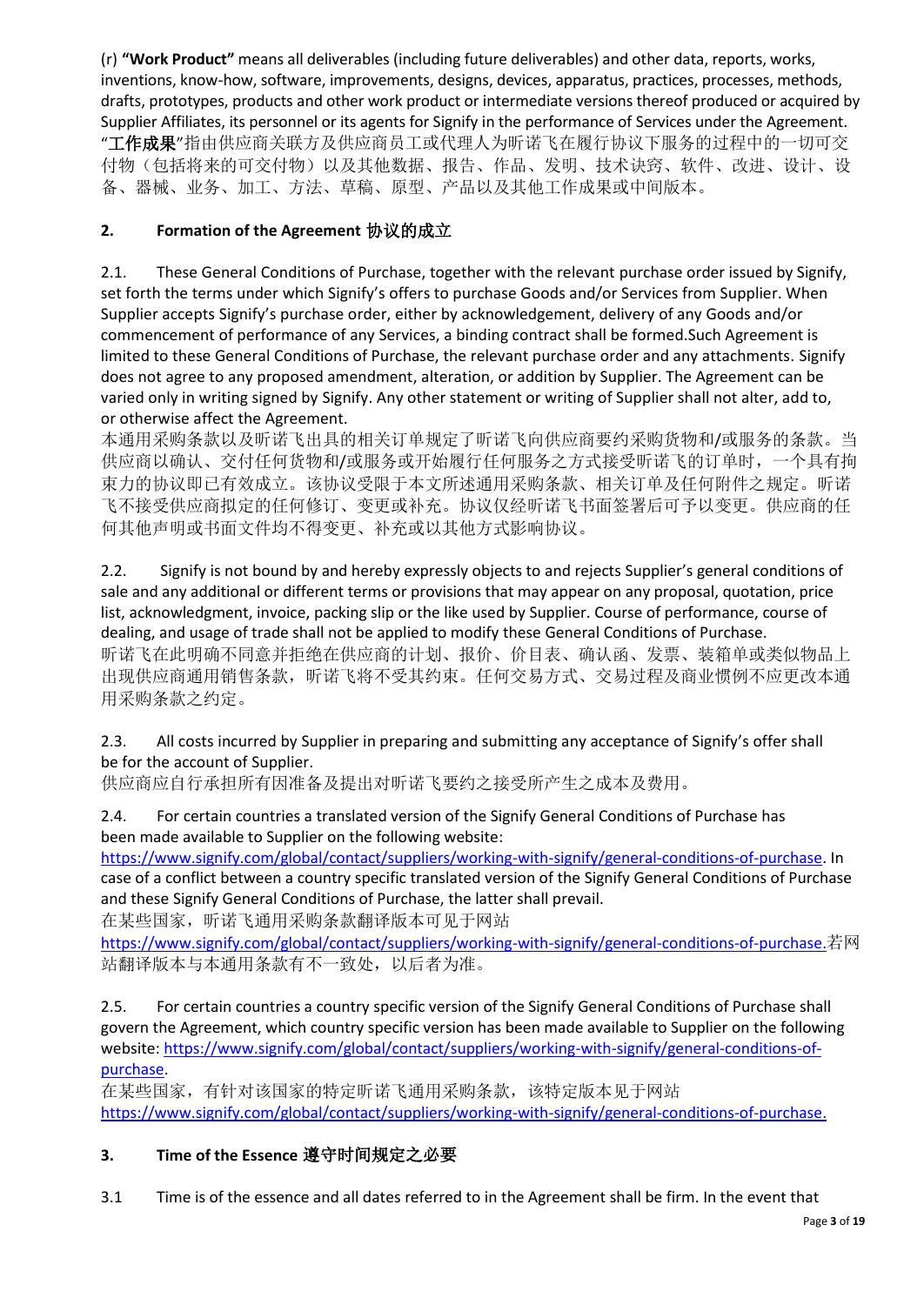(r) **"Work Product"** means all deliverables (including future deliverables) and other data, reports, works, inventions, know-how, software, improvements, designs, devices, apparatus, practices, processes, methods, drafts, prototypes, products and other work product or intermediate versions thereof produced or acquired by Supplier Affiliates, its personnel or its agents for Signify in the performance of Services under the Agreement. "**工作成果**"指由供应商关联方及供应商员工或代理人为昕诺飞在履行协议下服务的过程中的一切可交付物（包括将来的可交付物）以及其他数据、报告、作品、发明、技术诀窍、软件、改进、设计、设备、器械、业务、加工、方法、草稿、原型、产品以及其他工作成果或中间版本。

## 2. Formation of the Agreement 协议的成立

2.1. These General Conditions of Purchase, together with the relevant purchase order issued by Signify, set forth the terms under which Signify's offers to purchase Goods and/or Services from Supplier. When Supplier accepts Signify's purchase order, either by acknowledgement, delivery of any Goods and/or commencement of performance of any Services, a binding contract shall be formed.Such Agreement is limited to these General Conditions of Purchase, the relevant purchase order and any attachments. Signify does not agree to any proposed amendment, alteration, or addition by Supplier. The Agreement can be varied only in writing signed by Signify. Any other statement or writing of Supplier shall not alter, add to, or otherwise affect the Agreement.
本通用采购条款以及昕诺飞出具的相关订单规定了昕诺飞向供应商要约采购货物和/或服务的条款。当供应商以确认、交付任何货物和/或服务或开始履行任何服务之方式接受昕诺飞的订单时，一个具有拘束力的协议即已有效成立。该协议受限于本文所述通用采购条款、相关订单及任何附件之规定。昕诺飞不接受供应商拟定的任何修订、变更或补充。协议仅经昕诺飞书面签署后可予以变更。供应商的任何其他声明或书面文件均不得变更、补充或以其他方式影响协议。

2.2. Signify is not bound by and hereby expressly objects to and rejects Supplier's general conditions of sale and any additional or different terms or provisions that may appear on any proposal, quotation, price list, acknowledgment, invoice, packing slip or the like used by Supplier. Course of performance, course of dealing, and usage of trade shall not be applied to modify these General Conditions of Purchase.
昕诺飞在此明确不同意并拒绝在供应商的计划、报价、价目表、确认函、发票、装箱单或类似物品上出现供应商通用销售条款，昕诺飞将不受其约束。任何交易方式、交易过程及商业惯例不应更改本通用采购条款之约定。

2.3. All costs incurred by Supplier in preparing and submitting any acceptance of Signify's offer shall be for the account of Supplier.
供应商应自行承担所有因准备及提出对昕诺飞要约之接受所产生之成本及费用。

2.4. For certain countries a translated version of the Signify General Conditions of Purchase has been made available to Supplier on the following website: https://www.signify.com/global/contact/suppliers/working-with-signify/general-conditions-of-purchase. In case of a conflict between a country specific translated version of the Signify General Conditions of Purchase and these Signify General Conditions of Purchase, the latter shall prevail.
在某些国家，昕诺飞通用采购条款翻译版本可见于网站 https://www.signify.com/global/contact/suppliers/working-with-signify/general-conditions-of-purchase.若网站翻译版本与本通用条款有不一致处，以后者为准。

2.5. For certain countries a country specific version of the Signify General Conditions of Purchase shall govern the Agreement, which country specific version has been made available to Supplier on the following website: https://www.signify.com/global/contact/suppliers/working-with-signify/general-conditions-of-purchase.
在某些国家，有针对该国家的特定昕诺飞通用采购条款，该特定版本见于网站 https://www.signify.com/global/contact/suppliers/working-with-signify/general-conditions-of-purchase.

## 3. Time of the Essence 遵守时间规定之必要

3.1 Time is of the essence and all dates referred to in the Agreement shall be firm. In the event that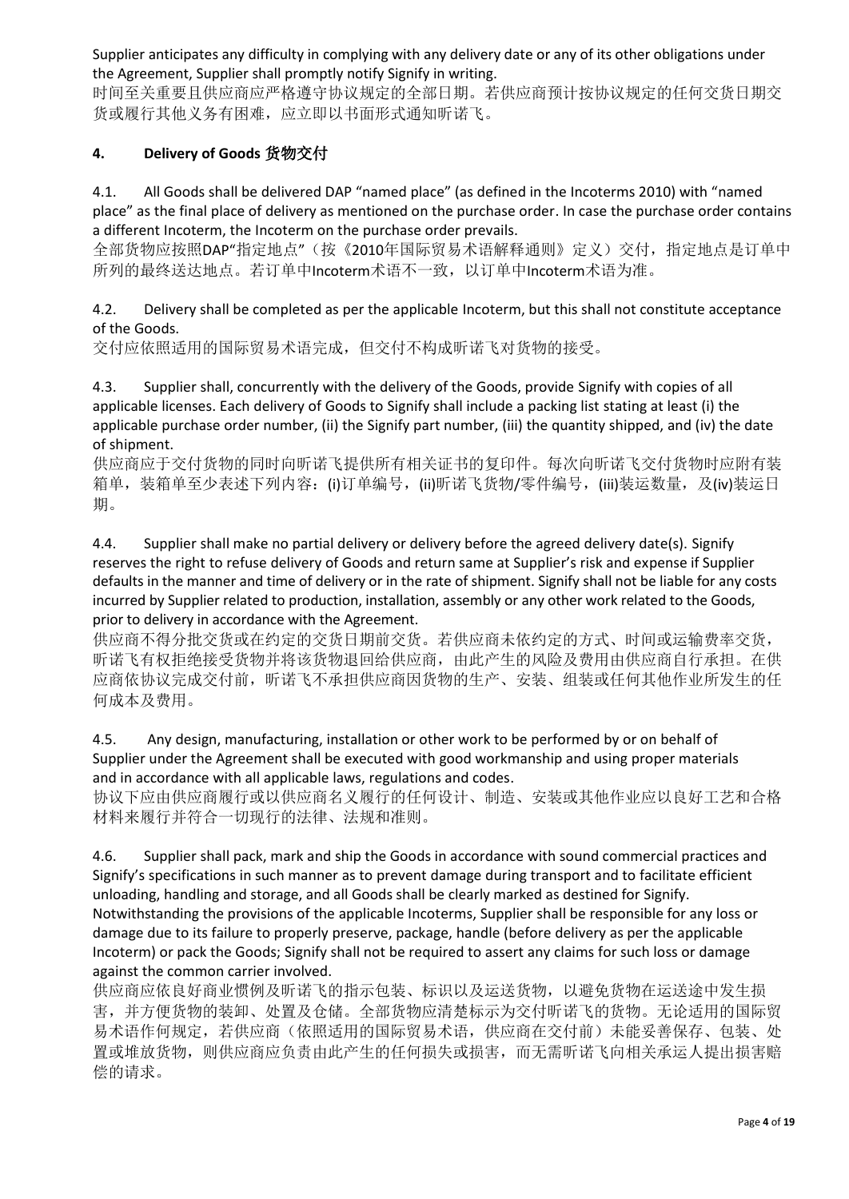Supplier anticipates any difficulty in complying with any delivery date or any of its other obligations under the Agreement, Supplier shall promptly notify Signify in writing.
时间至关重要且供应商应严格遵守协议规定的全部日期。若供应商预计按协议规定的任何交货日期交货或履行其他义务有困难，应立即以书面形式通知昕诺飞。

## 4. Delivery of Goods 货物交付

4.1. All Goods shall be delivered DAP "named place" (as defined in the Incoterms 2010) with "named place" as the final place of delivery as mentioned on the purchase order. In case the purchase order contains a different Incoterm, the Incoterm on the purchase order prevails.
全部货物应按照DAP"指定地点"（按《2010年国际贸易术语解释通则》定义）交付，指定地点是订单中所列的最终送达地点。若订单中Incoterm术语不一致，以订单中Incoterm术语为准。

4.2. Delivery shall be completed as per the applicable Incoterm, but this shall not constitute acceptance of the Goods.
交付应依照适用的国际贸易术语完成，但交付不构成昕诺飞对货物的接受。

4.3. Supplier shall, concurrently with the delivery of the Goods, provide Signify with copies of all applicable licenses. Each delivery of Goods to Signify shall include a packing list stating at least (i) the applicable purchase order number, (ii) the Signify part number, (iii) the quantity shipped, and (iv) the date of shipment.
供应商应于交付货物的同时向昕诺飞提供所有相关证书的复印件。每次向昕诺飞交付货物时应附有装箱单，装箱单至少表述下列内容：(i)订单编号，(ii)昕诺飞货物/零件编号，(iii)装运数量，及(iv)装运日期。

4.4. Supplier shall make no partial delivery or delivery before the agreed delivery date(s). Signify reserves the right to refuse delivery of Goods and return same at Supplier's risk and expense if Supplier defaults in the manner and time of delivery or in the rate of shipment. Signify shall not be liable for any costs incurred by Supplier related to production, installation, assembly or any other work related to the Goods, prior to delivery in accordance with the Agreement.
供应商不得分批交货或在约定的交货日期前交货。若供应商未依约定的方式、时间或运输费率交货，昕诺飞有权拒绝接受货物并将该货物退回给供应商，由此产生的风险及费用由供应商自行承担。在供应商依协议完成交付前，昕诺飞不承担供应商因货物的生产、安装、组装或任何其他作业所发生的任何成本及费用。

4.5. Any design, manufacturing, installation or other work to be performed by or on behalf of Supplier under the Agreement shall be executed with good workmanship and using proper materials and in accordance with all applicable laws, regulations and codes.
协议下应由供应商履行或以供应商名义履行的任何设计、制造、安装或其他作业应以良好工艺和合格材料来履行并符合一切现行的法律、法规和准则。

4.6. Supplier shall pack, mark and ship the Goods in accordance with sound commercial practices and Signify's specifications in such manner as to prevent damage during transport and to facilitate efficient unloading, handling and storage, and all Goods shall be clearly marked as destined for Signify. Notwithstanding the provisions of the applicable Incoterms, Supplier shall be responsible for any loss or damage due to its failure to properly preserve, package, handle (before delivery as per the applicable Incoterm) or pack the Goods; Signify shall not be required to assert any claims for such loss or damage against the common carrier involved.
供应商应依良好商业惯例及昕诺飞的指示包装、标识以及运送货物，以避免货物在运送途中发生损害，并方便货物的装卸、处置及仓储。全部货物应清楚标示为交付昕诺飞的货物。无论适用的国际贸易术语作何规定，若供应商（依照适用的国际贸易术语，供应商在交付前）未能妥善保存、包装、处置或堆放货物，则供应商应负责由此产生的任何损失或损害，而无需昕诺飞向相关承运人提出损害赔偿的请求。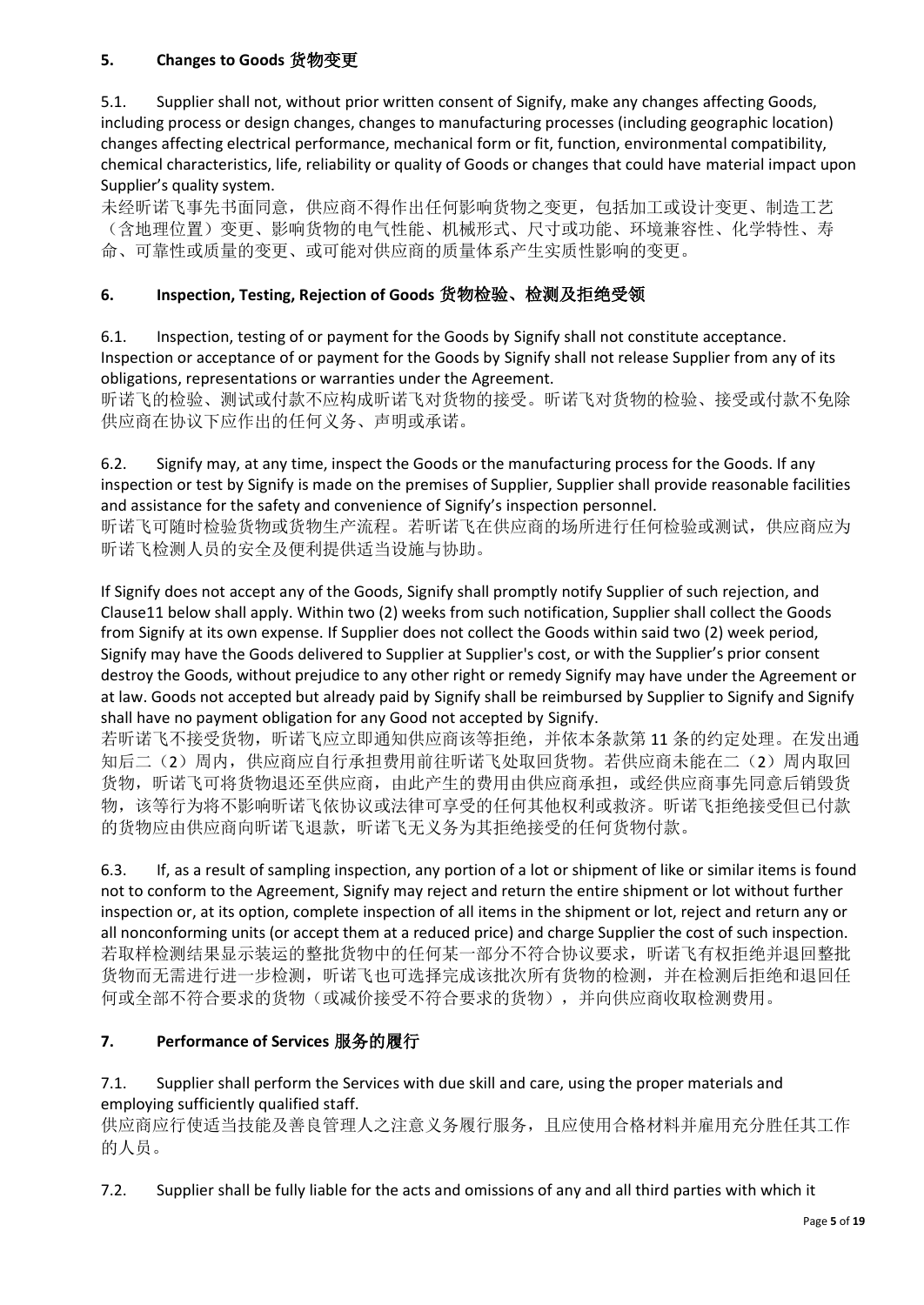## 5. Changes to Goods 货物变更

5.1. Supplier shall not, without prior written consent of Signify, make any changes affecting Goods, including process or design changes, changes to manufacturing processes (including geographic location) changes affecting electrical performance, mechanical form or fit, function, environmental compatibility, chemical characteristics, life, reliability or quality of Goods or changes that could have material impact upon Supplier's quality system.

未经昕诺飞事先书面同意，供应商不得作出任何影响货物之变更，包括加工或设计变更、制造工艺（含地理位置）变更、影响货物的电气性能、机械形式、尺寸或功能、环境兼容性、化学特性、寿命、可靠性或质量的变更、或可能对供应商的质量体系产生实质性影响的变更。

## 6. Inspection, Testing, Rejection of Goods 货物检验、检测及拒绝受领

6.1. Inspection, testing of or payment for the Goods by Signify shall not constitute acceptance. Inspection or acceptance of or payment for the Goods by Signify shall not release Supplier from any of its obligations, representations or warranties under the Agreement.

昕诺飞的检验、测试或付款不应构成昕诺飞对货物的接受。昕诺飞对货物的检验、接受或付款不免除供应商在协议下应作出的任何义务、声明或承诺。

6.2. Signify may, at any time, inspect the Goods or the manufacturing process for the Goods. If any inspection or test by Signify is made on the premises of Supplier, Supplier shall provide reasonable facilities and assistance for the safety and convenience of Signify's inspection personnel.

昕诺飞可随时检验货物或货物生产流程。若昕诺飞在供应商的场所进行任何检验或测试，供应商应为昕诺飞检测人员的安全及便利提供适当设施与协助。

If Signify does not accept any of the Goods, Signify shall promptly notify Supplier of such rejection, and Clause11 below shall apply. Within two (2) weeks from such notification, Supplier shall collect the Goods from Signify at its own expense. If Supplier does not collect the Goods within said two (2) week period, Signify may have the Goods delivered to Supplier at Supplier's cost, or with the Supplier's prior consent destroy the Goods, without prejudice to any other right or remedy Signify may have under the Agreement or at law. Goods not accepted but already paid by Signify shall be reimbursed by Supplier to Signify and Signify shall have no payment obligation for any Good not accepted by Signify.

若昕诺飞不接受货物，昕诺飞应立即通知供应商该等拒绝，并依本条款第 11 条的约定处理。在发出通知后二（2）周内，供应商应自行承担费用前往昕诺飞处取回货物。若供应商未能在二（2）周内取回货物，昕诺飞可将货物退还至供应商，由此产生的费用由供应商承担，或经供应商事先同意后销毁货物，该等行为将不影响昕诺飞依协议或法律可享受的任何其他权利或救济。昕诺飞拒绝接受但已付款的货物应由供应商向昕诺飞退款，昕诺飞无义务为其拒绝接受的任何货物付款。

6.3. If, as a result of sampling inspection, any portion of a lot or shipment of like or similar items is found not to conform to the Agreement, Signify may reject and return the entire shipment or lot without further inspection or, at its option, complete inspection of all items in the shipment or lot, reject and return any or all nonconforming units (or accept them at a reduced price) and charge Supplier the cost of such inspection.

若取样检测结果显示装运的整批货物中的任何某一部分不符合协议要求，昕诺飞有权拒绝并退回整批货物而无需进行进一步检测，昕诺飞也可选择完成该批次所有货物的检测，并在检测后拒绝和退回任何或全部不符合要求的货物（或减价接受不符合要求的货物），并向供应商收取检测费用。

## 7. Performance of Services 服务的履行

7.1. Supplier shall perform the Services with due skill and care, using the proper materials and employing sufficiently qualified staff.

供应商应行使适当技能及善良管理人之注意义务履行服务，且应使用合格材料并雇用充分胜任其工作的人员。

7.2. Supplier shall be fully liable for the acts and omissions of any and all third parties with which it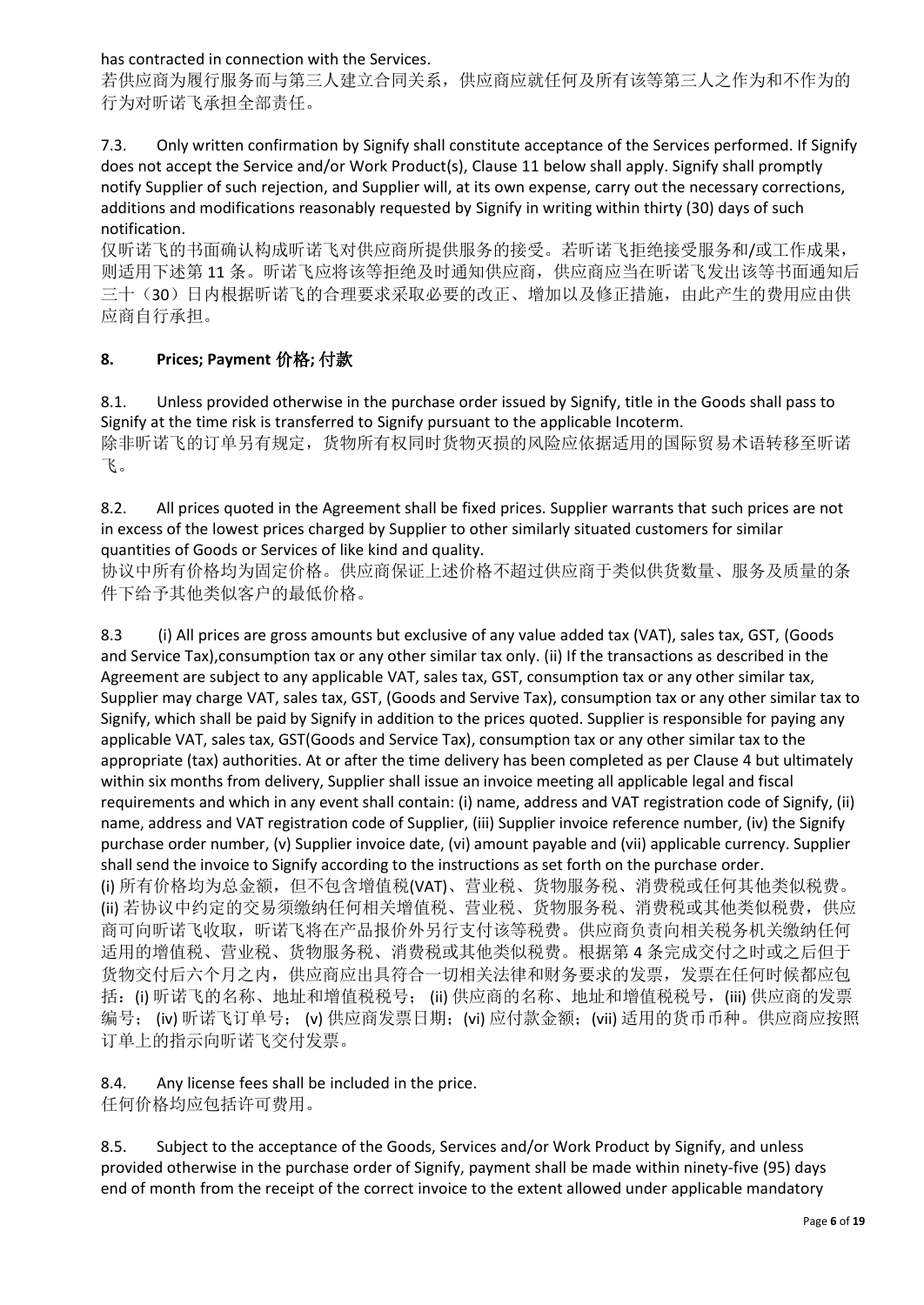has contracted in connection with the Services.
若供应商为履行服务而与第三人建立合同关系，供应商应就任何及所有该等第三人之作为和不作为的行为对昕诺飞承担全部责任。

7.3. Only written confirmation by Signify shall constitute acceptance of the Services performed. If Signify does not accept the Service and/or Work Product(s), Clause 11 below shall apply. Signify shall promptly notify Supplier of such rejection, and Supplier will, at its own expense, carry out the necessary corrections, additions and modifications reasonably requested by Signify in writing within thirty (30) days of such notification.
仅昕诺飞的书面确认构成昕诺飞对供应商所提供服务的接受。若昕诺飞拒绝接受服务和/或工作成果，则适用下述第 11 条。昕诺飞应将该等拒绝及时通知供应商，供应商应当在昕诺飞发出该等书面通知后三十（30）日内根据昕诺飞的合理要求采取必要的改正、增加以及修正措施，由此产生的费用应由供应商自行承担。

## 8. Prices; Payment 价格; 付款

8.1. Unless provided otherwise in the purchase order issued by Signify, title in the Goods shall pass to Signify at the time risk is transferred to Signify pursuant to the applicable Incoterm.
除非昕诺飞的订单另有规定，货物所有权同时货物灭损的风险应依据适用的国际贸易术语转移至昕诺飞。

8.2. All prices quoted in the Agreement shall be fixed prices. Supplier warrants that such prices are not in excess of the lowest prices charged by Supplier to other similarly situated customers for similar quantities of Goods or Services of like kind and quality.
协议中所有价格均为固定价格。供应商保证上述价格不超过供应商于类似供货数量、服务及质量的条件下给予其他类似客户的最低价格。

8.3 (i) All prices are gross amounts but exclusive of any value added tax (VAT), sales tax, GST, (Goods and Service Tax),consumption tax or any other similar tax only. (ii) If the transactions as described in the Agreement are subject to any applicable VAT, sales tax, GST, consumption tax or any other similar tax, Supplier may charge VAT, sales tax, GST, (Goods and Servive Tax), consumption tax or any other similar tax to Signify, which shall be paid by Signify in addition to the prices quoted. Supplier is responsible for paying any applicable VAT, sales tax, GST(Goods and Service Tax), consumption tax or any other similar tax to the appropriate (tax) authorities. At or after the time delivery has been completed as per Clause 4 but ultimately within six months from delivery, Supplier shall issue an invoice meeting all applicable legal and fiscal requirements and which in any event shall contain: (i) name, address and VAT registration code of Signify, (ii) name, address and VAT registration code of Supplier, (iii) Supplier invoice reference number, (iv) the Signify purchase order number, (v) Supplier invoice date, (vi) amount payable and (vii) applicable currency. Supplier shall send the invoice to Signify according to the instructions as set forth on the purchase order.
(i) 所有价格均为总金额，但不包含增值税(VAT)、营业税、货物服务税、消费税或任何其他类似税费。(ii) 若协议中约定的交易须缴纳任何相关增值税、营业税、货物服务税、消费税或其他类似税费，供应商可向昕诺飞收取，昕诺飞将在产品报价外另行支付该等税费。供应商负责向相关税务机关缴纳任何适用的增值税、营业税、货物服务税、消费税或其他类似税费。根据第 4 条完成交付之时或之后但于货物交付后六个月之内，供应商应出具符合一切相关法律和财务要求的发票，发票在任何时候都应包括：(i) 昕诺飞的名称、地址和增值税税号； (ii) 供应商的名称、地址和增值税税号，(iii) 供应商的发票编号； (iv) 昕诺飞订单号； (v) 供应商发票日期；(vi) 应付款金额；(vii) 适用的货币币种。供应商应按照订单上的指示向昕诺飞交付发票。

8.4. Any license fees shall be included in the price.
任何价格均应包括许可费用。

8.5. Subject to the acceptance of the Goods, Services and/or Work Product by Signify, and unless provided otherwise in the purchase order of Signify, payment shall be made within ninety-five (95) days end of month from the receipt of the correct invoice to the extent allowed under applicable mandatory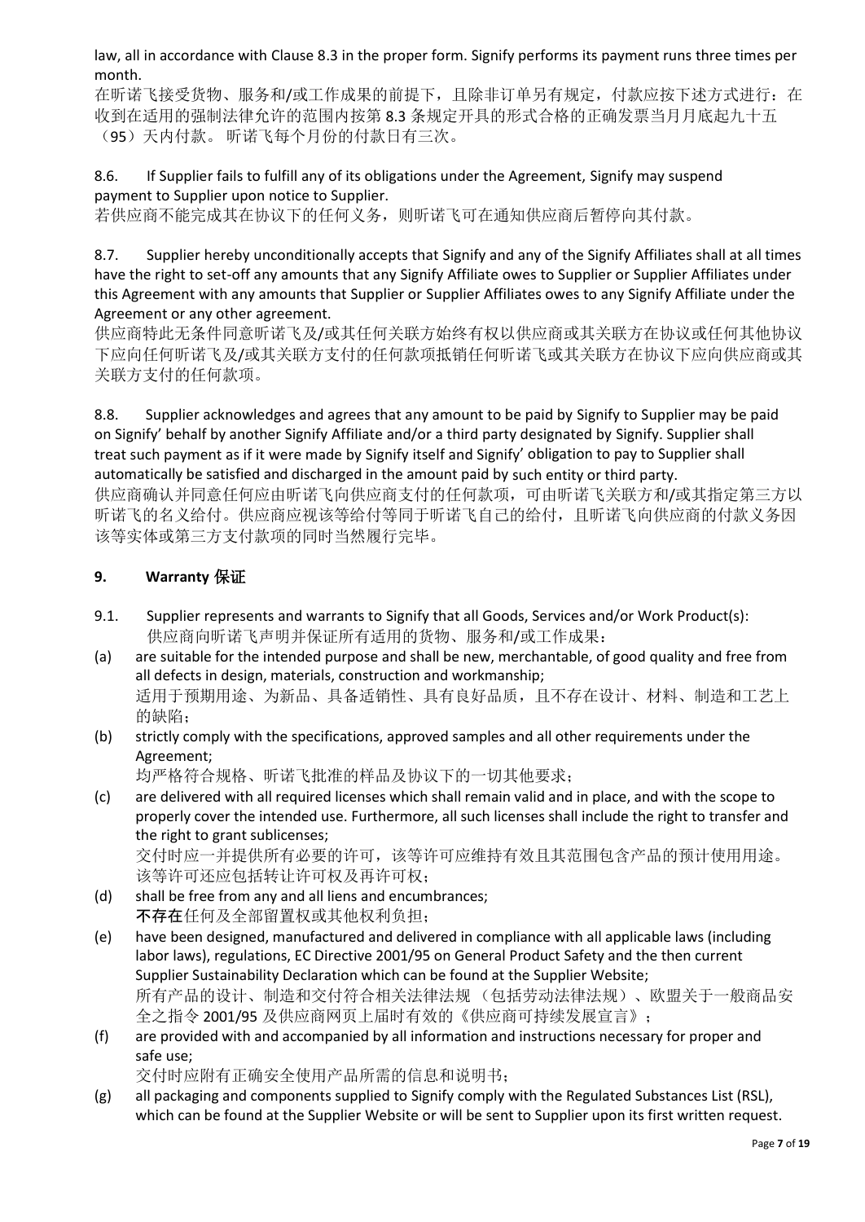law, all in accordance with Clause 8.3 in the proper form. Signify performs its payment runs three times per month.

在昕诺飞接受货物、服务和/或工作成果的前提下，且除非订单另有规定，付款应按下述方式进行：在收到在适用的强制法律允许的范围内按第 8.3 条规定开具的形式合格的正确发票当月月底起九十五（95）天内付款。 昕诺飞每个月份的付款日有三次。

8.6. If Supplier fails to fulfill any of its obligations under the Agreement, Signify may suspend payment to Supplier upon notice to Supplier.

若供应商不能完成其在协议下的任何义务，则昕诺飞可在通知供应商后暂停向其付款。

8.7. Supplier hereby unconditionally accepts that Signify and any of the Signify Affiliates shall at all times have the right to set-off any amounts that any Signify Affiliate owes to Supplier or Supplier Affiliates under this Agreement with any amounts that Supplier or Supplier Affiliates owes to any Signify Affiliate under the Agreement or any other agreement.

供应商特此无条件同意昕诺飞及/或其任何关联方始终有权以供应商或其关联方在协议或任何其他协议下应向任何昕诺飞及/或其关联方支付的任何款项抵销任何昕诺飞或其关联方在协议下应向供应商或其关联方支付的任何款项。

8.8. Supplier acknowledges and agrees that any amount to be paid by Signify to Supplier may be paid on Signify' behalf by another Signify Affiliate and/or a third party designated by Signify. Supplier shall treat such payment as if it were made by Signify itself and Signify' obligation to pay to Supplier shall automatically be satisfied and discharged in the amount paid by such entity or third party.

供应商确认并同意任何应由昕诺飞向供应商支付的任何款项，可由昕诺飞关联方和/或其指定第三方以昕诺飞的名义给付。供应商应视该等给付等同于昕诺飞自己的给付，且昕诺飞向供应商的付款义务因该等实体或第三方支付款项的同时当然履行完毕。

## 9. Warranty 保证

9.1. Supplier represents and warrants to Signify that all Goods, Services and/or Work Product(s):
供应商向昕诺飞声明并保证所有适用的货物、服务和/或工作成果：

(a) are suitable for the intended purpose and shall be new, merchantable, of good quality and free from all defects in design, materials, construction and workmanship;
适用于预期用途、为新品、具备适销性、具有良好品质，且不存在设计、材料、制造和工艺上的缺陷；

(b) strictly comply with the specifications, approved samples and all other requirements under the Agreement;
均严格符合规格、昕诺飞批准的样品及协议下的一切其他要求；

(c) are delivered with all required licenses which shall remain valid and in place, and with the scope to properly cover the intended use. Furthermore, all such licenses shall include the right to transfer and the right to grant sublicenses;
交付时应一并提供所有必要的许可，该等许可应维持有效且其范围包含产品的预计使用用途。该等许可还应包括转让许可权及再许可权；

(d) shall be free from any and all liens and encumbrances;
**不存在**任何及全部留置权或其他权利负担；

(e) have been designed, manufactured and delivered in compliance with all applicable laws (including labor laws), regulations, EC Directive 2001/95 on General Product Safety and the then current Supplier Sustainability Declaration which can be found at the Supplier Website;
所有产品的设计、制造和交付符合相关法律法规 （包括劳动法律法规）、欧盟关于一般商品安全之指令 2001/95 及供应商网页上届时有效的《供应商可持续发展宣言》；

(f) are provided with and accompanied by all information and instructions necessary for proper and safe use;
交付时应附有正确安全使用产品所需的信息和说明书；

(g) all packaging and components supplied to Signify comply with the Regulated Substances List (RSL), which can be found at the Supplier Website or will be sent to Supplier upon its first written request.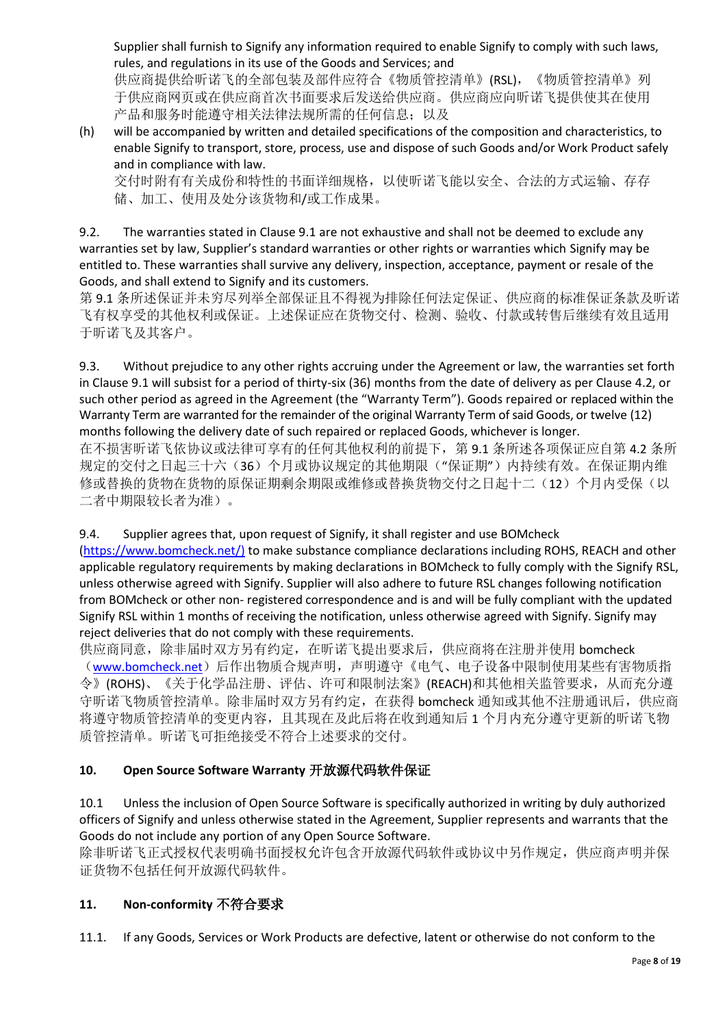Supplier shall furnish to Signify any information required to enable Signify to comply with such laws, rules, and regulations in its use of the Goods and Services; and

供应商提供给昕诺飞的全部包装及部件应符合《物质管控清单》(RSL)，《物质管控清单》列于供应商网页或在供应商首次书面要求后发送给供应商。供应商应向昕诺飞提供使其在使用产品和服务时能遵守相关法律法规所需的任何信息；以及

(h) will be accompanied by written and detailed specifications of the composition and characteristics, to enable Signify to transport, store, process, use and dispose of such Goods and/or Work Product safely and in compliance with law.

交付时附有有关成份和特性的书面详细规格，以使昕诺飞能以安全、合法的方式运输、存存储、加工、使用及处分该货物和/或工作成果。

9.2. The warranties stated in Clause 9.1 are not exhaustive and shall not be deemed to exclude any warranties set by law, Supplier's standard warranties or other rights or warranties which Signify may be entitled to. These warranties shall survive any delivery, inspection, acceptance, payment or resale of the Goods, and shall extend to Signify and its customers.

第 9.1 条所述保证并未穷尽列举全部保证且不得视为排除任何法定保证、供应商的标准保证条款及昕诺飞有权享受的其他权利或保证。上述保证应在货物交付、检测、验收、付款或转售后继续有效且适用于昕诺飞及其客户。

9.3. Without prejudice to any other rights accruing under the Agreement or law, the warranties set forth in Clause 9.1 will subsist for a period of thirty-six (36) months from the date of delivery as per Clause 4.2, or such other period as agreed in the Agreement (the "Warranty Term"). Goods repaired or replaced within the Warranty Term are warranted for the remainder of the original Warranty Term of said Goods, or twelve (12) months following the delivery date of such repaired or replaced Goods, whichever is longer.

在不损害昕诺飞依协议或法律可享有的任何其他权利的前提下，第 9.1 条所述各项保证应自第 4.2 条所规定的交付之日起三十六（36）个月或协议规定的其他期限（"保证期"）内持续有效。在保证期内维修或替换的货物在货物的原保证期剩余期限或维修或替换货物交付之日起十二（12）个月内受保（以二者中期限较长者为准）。

9.4. Supplier agrees that, upon request of Signify, it shall register and use BOMcheck (https://www.bomcheck.net/) to make substance compliance declarations including ROHS, REACH and other applicable regulatory requirements by making declarations in BOMcheck to fully comply with the Signify RSL, unless otherwise agreed with Signify. Supplier will also adhere to future RSL changes following notification from BOMcheck or other non- registered correspondence and is and will be fully compliant with the updated Signify RSL within 1 months of receiving the notification, unless otherwise agreed with Signify. Signify may reject deliveries that do not comply with these requirements.

供应商同意，除非届时双方另有约定，在昕诺飞提出要求后，供应商将在注册并使用 bomcheck（www.bomcheck.net）后作出物质合规声明，声明遵守《电气、电子设备中限制使用某些有害物质指令》(ROHS)、《关于化学品注册、评估、许可和限制法案》(REACH)和其他相关监管要求，从而充分遵守昕诺飞物质管控清单。除非届时双方另有约定，在获得 bomcheck 通知或其他不注册通讯后，供应商将遵守物质管控清单的变更内容，且其现在及此后将在收到通知后 1 个月内充分遵守更新的昕诺飞物质管控清单。昕诺飞可拒绝接受不符合上述要求的交付。

## 10. Open Source Software Warranty 开放源代码软件保证

10.1 Unless the inclusion of Open Source Software is specifically authorized in writing by duly authorized officers of Signify and unless otherwise stated in the Agreement, Supplier represents and warrants that the Goods do not include any portion of any Open Source Software.

除非昕诺飞正式授权代表明确书面授权允许包含开放源代码软件或协议中另作规定，供应商声明并保证货物不包括任何开放源代码软件。

## 11. Non-conformity 不符合要求

11.1. If any Goods, Services or Work Products are defective, latent or otherwise do not conform to the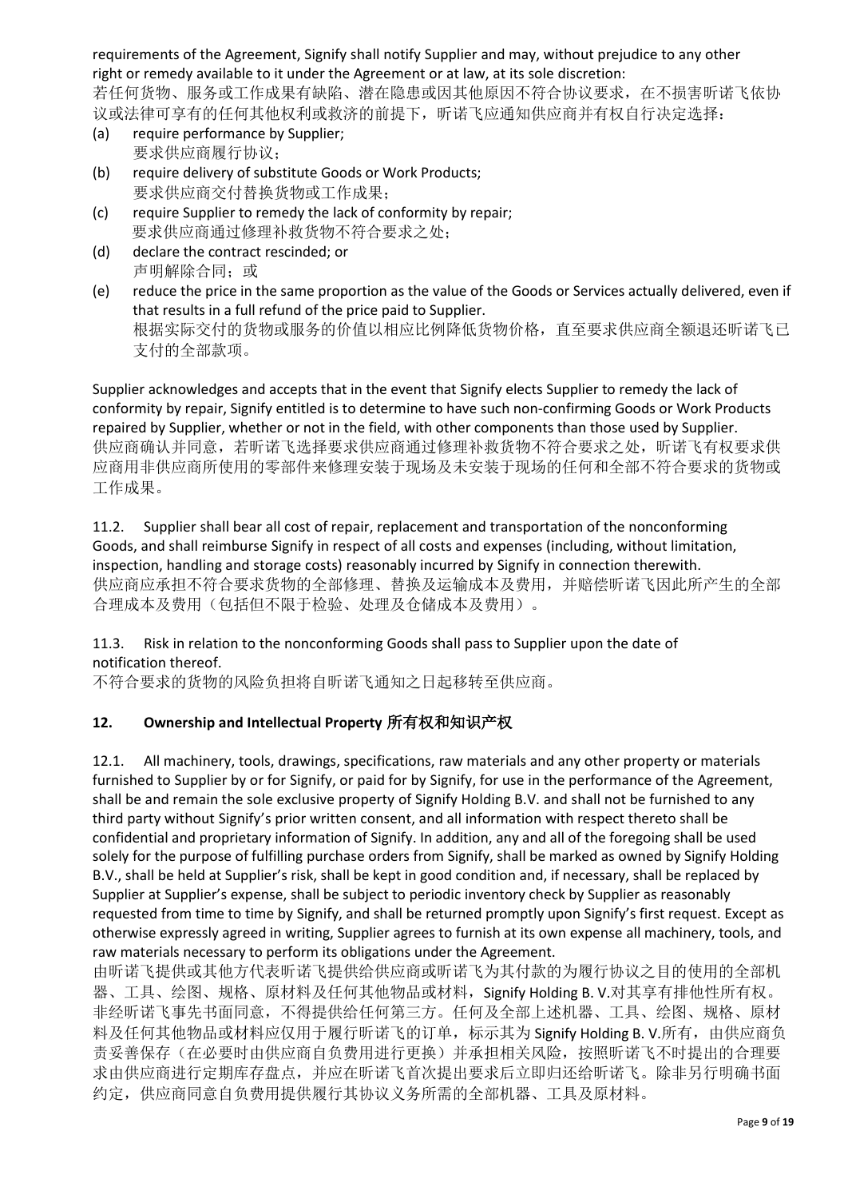requirements of the Agreement, Signify shall notify Supplier and may, without prejudice to any other right or remedy available to it under the Agreement or at law, at its sole discretion:
若任何货物、服务或工作成果有缺陷、潜在隐患或因其他原因不符合协议要求，在不损害昕诺飞依协议或法律可享有的任何其他权利或救济的前提下，昕诺飞应通知供应商并有权自行决定选择：

(a) require performance by Supplier;
要求供应商履行协议；

(b) require delivery of substitute Goods or Work Products;
要求供应商交付替换货物或工作成果；

(c) require Supplier to remedy the lack of conformity by repair;
要求供应商通过修理补救货物不符合要求之处；

(d) declare the contract rescinded; or
声明解除合同；或

(e) reduce the price in the same proportion as the value of the Goods or Services actually delivered, even if that results in a full refund of the price paid to Supplier.
根据实际交付的货物或服务的价值以相应比例降低货物价格，直至要求供应商全额退还昕诺飞已支付的全部款项。

Supplier acknowledges and accepts that in the event that Signify elects Supplier to remedy the lack of conformity by repair, Signify entitled is to determine to have such non-confirming Goods or Work Products repaired by Supplier, whether or not in the field, with other components than those used by Supplier.
供应商确认并同意，若昕诺飞选择要求供应商通过修理补救货物不符合要求之处，昕诺飞有权要求供应商用非供应商所使用的零部件来修理安装于现场及未安装于现场的任何和全部不符合要求的货物或工作成果。

11.2. Supplier shall bear all cost of repair, replacement and transportation of the nonconforming Goods, and shall reimburse Signify in respect of all costs and expenses (including, without limitation, inspection, handling and storage costs) reasonably incurred by Signify in connection therewith.
供应商应承担不符合要求货物的全部修理、替换及运输成本及费用，并赔偿昕诺飞因此所产生的全部合理成本及费用（包括但不限于检验、处理及仓储成本及费用）。

11.3. Risk in relation to the nonconforming Goods shall pass to Supplier upon the date of notification thereof.
不符合要求的货物的风险负担将自昕诺飞通知之日起移转至供应商。

## 12. Ownership and Intellectual Property 所有权和知识产权

12.1. All machinery, tools, drawings, specifications, raw materials and any other property or materials furnished to Supplier by or for Signify, or paid for by Signify, for use in the performance of the Agreement, shall be and remain the sole exclusive property of Signify Holding B.V. and shall not be furnished to any third party without Signify's prior written consent, and all information with respect thereto shall be confidential and proprietary information of Signify. In addition, any and all of the foregoing shall be used solely for the purpose of fulfilling purchase orders from Signify, shall be marked as owned by Signify Holding B.V., shall be held at Supplier's risk, shall be kept in good condition and, if necessary, shall be replaced by Supplier at Supplier's expense, shall be subject to periodic inventory check by Supplier as reasonably requested from time to time by Signify, and shall be returned promptly upon Signify's first request. Except as otherwise expressly agreed in writing, Supplier agrees to furnish at its own expense all machinery, tools, and raw materials necessary to perform its obligations under the Agreement.
由昕诺飞提供或其他方代表昕诺飞提供给供应商或昕诺飞为其付款的为履行协议之目的使用的全部机器、工具、绘图、规格、原材料及任何其他物品或材料，Signify Holding B. V.对其享有排他性所有权。非经昕诺飞事先书面同意，不得提供给任何第三方。任何及全部上述机器、工具、绘图、规格、原材料及任何其他物品或材料应仅用于履行昕诺飞的订单，标示其为 Signify Holding B. V.所有，由供应商负责妥善保存（在必要时由供应商自负费用进行更换）并承担相关风险，按照昕诺飞不时提出的合理要求由供应商进行定期库存盘点，并应在昕诺飞首次提出要求后立即归还给昕诺飞。除非另行明确书面约定，供应商同意自负费用提供履行其协议义务所需的全部机器、工具及原材料。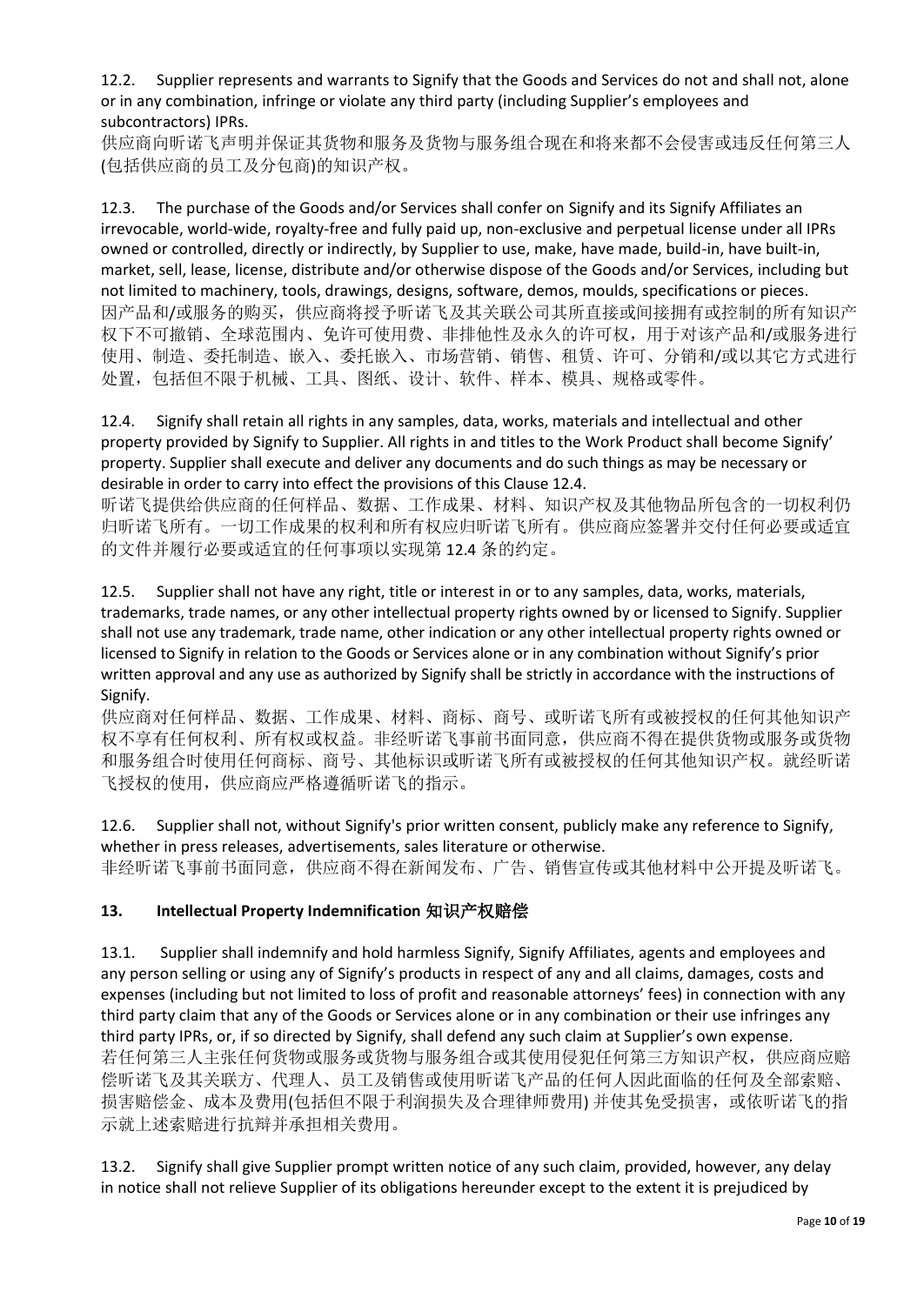12.2. Supplier represents and warrants to Signify that the Goods and Services do not and shall not, alone or in any combination, infringe or violate any third party (including Supplier's employees and subcontractors) IPRs.
供应商向昕诺飞声明并保证其货物和服务及货物与服务组合现在和将来都不会侵害或违反任何第三人(包括供应商的员工及分包商)的知识产权。

12.3. The purchase of the Goods and/or Services shall confer on Signify and its Signify Affiliates an irrevocable, world-wide, royalty-free and fully paid up, non-exclusive and perpetual license under all IPRs owned or controlled, directly or indirectly, by Supplier to use, make, have made, build-in, have built-in, market, sell, lease, license, distribute and/or otherwise dispose of the Goods and/or Services, including but not limited to machinery, tools, drawings, designs, software, demos, moulds, specifications or pieces.
因产品和/或服务的购买，供应商将授予昕诺飞及其关联公司其所直接或间接拥有或控制的所有知识产权下不可撤销、全球范围内、免许可使用费、非排他性及永久的许可权，用于对该产品和/或服务进行使用、制造、委托制造、嵌入、委托嵌入、市场营销、销售、租赁、许可、分销和/或以其它方式进行处置，包括但不限于机械、工具、图纸、设计、软件、样本、模具、规格或零件。

12.4. Signify shall retain all rights in any samples, data, works, materials and intellectual and other property provided by Signify to Supplier. All rights in and titles to the Work Product shall become Signify' property. Supplier shall execute and deliver any documents and do such things as may be necessary or desirable in order to carry into effect the provisions of this Clause 12.4.
昕诺飞提供给供应商的任何样品、数据、工作成果、材料、知识产权及其他物品所包含的一切权利仍归昕诺飞所有。一切工作成果的权利和所有权应归昕诺飞所有。供应商应签署并交付任何必要或适宜的文件并履行必要或适宜的任何事项以实现第 12.4 条的约定。

12.5. Supplier shall not have any right, title or interest in or to any samples, data, works, materials, trademarks, trade names, or any other intellectual property rights owned by or licensed to Signify. Supplier shall not use any trademark, trade name, other indication or any other intellectual property rights owned or licensed to Signify in relation to the Goods or Services alone or in any combination without Signify's prior written approval and any use as authorized by Signify shall be strictly in accordance with the instructions of Signify.
供应商对任何样品、数据、工作成果、材料、商标、商号、或昕诺飞所有或被授权的任何其他知识产权不享有任何权利、所有权或权益。非经昕诺飞事前书面同意，供应商不得在提供货物或服务或货物和服务组合时使用任何商标、商号、其他标识或昕诺飞所有或被授权的任何其他知识产权。就经昕诺飞授权的使用，供应商应严格遵循昕诺飞的指示。

12.6. Supplier shall not, without Signify's prior written consent, publicly make any reference to Signify, whether in press releases, advertisements, sales literature or otherwise.
非经昕诺飞事前书面同意，供应商不得在新闻发布、广告、销售宣传或其他材料中公开提及昕诺飞。

## 13. Intellectual Property Indemnification 知识产权赔偿

13.1. Supplier shall indemnify and hold harmless Signify, Signify Affiliates, agents and employees and any person selling or using any of Signify's products in respect of any and all claims, damages, costs and expenses (including but not limited to loss of profit and reasonable attorneys' fees) in connection with any third party claim that any of the Goods or Services alone or in any combination or their use infringes any third party IPRs, or, if so directed by Signify, shall defend any such claim at Supplier's own expense.
若任何第三人主张任何货物或服务或货物与服务组合或其使用侵犯任何第三方知识产权，供应商应赔偿昕诺飞及其关联方、代理人、员工及销售或使用昕诺飞产品的任何人因此面临的任何及全部索赔、损害赔偿金、成本及费用(包括但不限于利润损失及合理律师费用) 并使其免受损害，或依昕诺飞的指示就上述索赔进行抗辩并承担相关费用。

13.2. Signify shall give Supplier prompt written notice of any such claim, provided, however, any delay in notice shall not relieve Supplier of its obligations hereunder except to the extent it is prejudiced by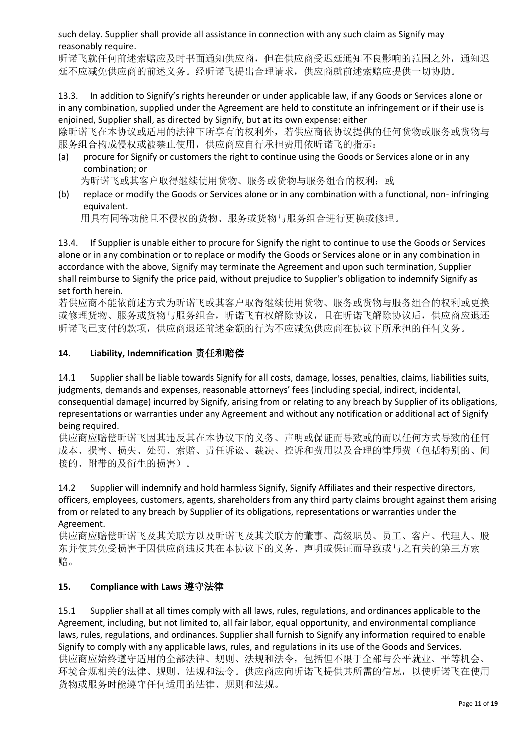such delay. Supplier shall provide all assistance in connection with any such claim as Signify may reasonably require.
昕诺飞就任何前述索赔应及时书面通知供应商，但在供应商受迟延通知不良影响的范围之外，通知迟延不应减免供应商的前述义务。经昕诺飞提出合理请求，供应商就前述索赔应提供一切协助。

13.3. In addition to Signify's rights hereunder or under applicable law, if any Goods or Services alone or in any combination, supplied under the Agreement are held to constitute an infringement or if their use is enjoined, Supplier shall, as directed by Signify, but at its own expense: either
除昕诺飞在本协议或适用的法律下所享有的权利外，若供应商依协议提供的任何货物或服务或货物与服务组合构成侵权或被禁止使用，供应商应自行承担费用依昕诺飞的指示：

(a) procure for Signify or customers the right to continue using the Goods or Services alone or in any combination; or
为昕诺飞或其客户取得继续使用货物、服务或货物与服务组合的权利；或

(b) replace or modify the Goods or Services alone or in any combination with a functional, non- infringing equivalent.
用具有同等功能且不侵权的货物、服务或货物与服务组合进行更换或修理。

13.4. If Supplier is unable either to procure for Signify the right to continue to use the Goods or Services alone or in any combination or to replace or modify the Goods or Services alone or in any combination in accordance with the above, Signify may terminate the Agreement and upon such termination, Supplier shall reimburse to Signify the price paid, without prejudice to Supplier's obligation to indemnify Signify as set forth herein.
若供应商不能依前述方式为昕诺飞或其客户取得继续使用货物、服务或货物与服务组合的权利或更换或修理货物、服务或货物与服务组合，昕诺飞有权解除协议，且在昕诺飞解除协议后，供应商应退还昕诺飞已支付的款项，供应商退还前述金额的行为不应减免供应商在协议下所承担的任何义务。

## 14. Liability, Indemnification 责任和赔偿

14.1 Supplier shall be liable towards Signify for all costs, damage, losses, penalties, claims, liabilities suits, judgments, demands and expenses, reasonable attorneys' fees (including special, indirect, incidental, consequential damage) incurred by Signify, arising from or relating to any breach by Supplier of its obligations, representations or warranties under any Agreement and without any notification or additional act of Signify being required.
供应商应赔偿昕诺飞因其违反其在本协议下的义务、声明或保证而导致或的而以任何方式导致的任何成本、损害、损失、处罚、索赔、责任诉讼、裁决、控诉和费用以及合理的律师费（包括特别的、间接的、附带的及衍生的损害）。

14.2 Supplier will indemnify and hold harmless Signify, Signify Affiliates and their respective directors, officers, employees, customers, agents, shareholders from any third party claims brought against them arising from or related to any breach by Supplier of its obligations, representations or warranties under the Agreement.
供应商应赔偿昕诺飞及其关联方以及昕诺飞及其关联方的董事、高级职员、员工、客户、代理人、股东并使其免受损害于因供应商违反其在本协议下的义务、声明或保证而导致或与之有关的第三方索赔。

## 15. Compliance with Laws 遵守法律

15.1 Supplier shall at all times comply with all laws, rules, regulations, and ordinances applicable to the Agreement, including, but not limited to, all fair labor, equal opportunity, and environmental compliance laws, rules, regulations, and ordinances. Supplier shall furnish to Signify any information required to enable Signify to comply with any applicable laws, rules, and regulations in its use of the Goods and Services.
供应商应始终遵守适用的全部法律、规则、法规和法令，包括但不限于全部与公平就业、平等机会、环境合规相关的法律、规则、法规和法令。供应商应向昕诺飞提供其所需的信息，以使昕诺飞在使用货物或服务时能遵守任何适用的法律、规则和法规。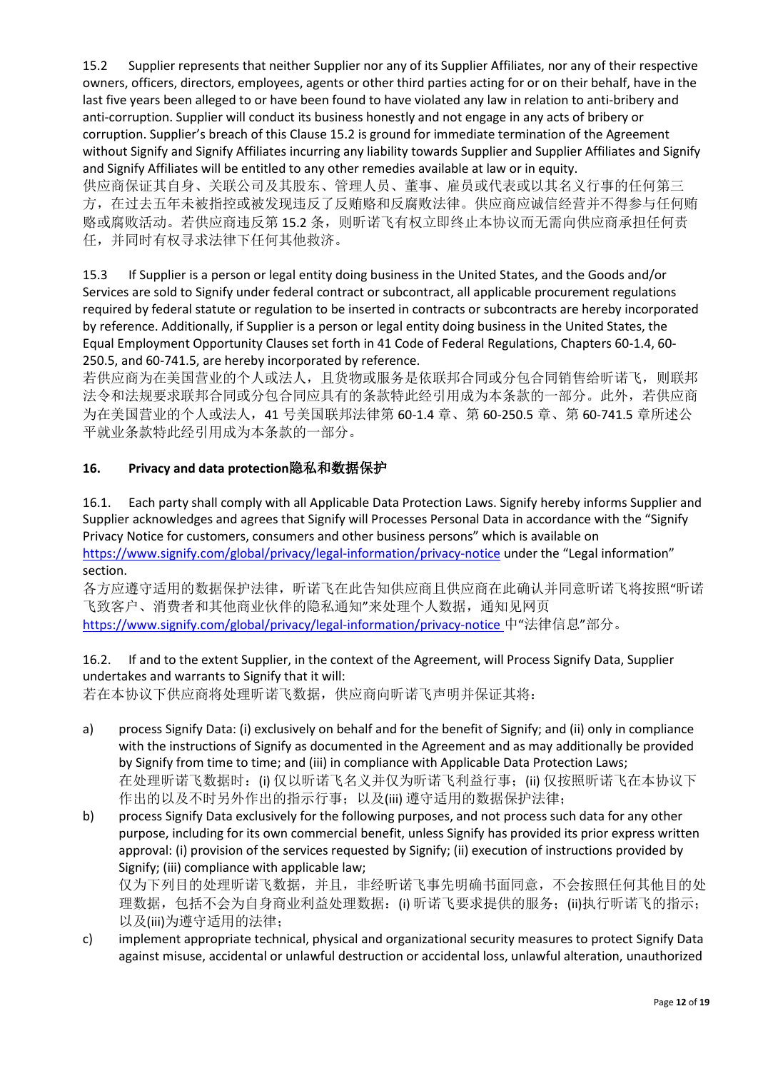15.2 Supplier represents that neither Supplier nor any of its Supplier Affiliates, nor any of their respective owners, officers, directors, employees, agents or other third parties acting for or on their behalf, have in the last five years been alleged to or have been found to have violated any law in relation to anti-bribery and anti-corruption. Supplier will conduct its business honestly and not engage in any acts of bribery or corruption. Supplier's breach of this Clause 15.2 is ground for immediate termination of the Agreement without Signify and Signify Affiliates incurring any liability towards Supplier and Supplier Affiliates and Signify and Signify Affiliates will be entitled to any other remedies available at law or in equity.
供应商保证其自身、关联公司及其股东、管理人员、董事、雇员或代表或以其名义行事的任何第三方，在过去五年未被指控或被发现违反了反贿赂和反腐败法律。供应商应诚信经营并不得参与任何贿赂或腐败活动。若供应商违反第 15.2 条，则昕诺飞有权立即终止本协议而无需向供应商承担任何责任，并同时有权寻求法律下任何其他救济。

15.3 If Supplier is a person or legal entity doing business in the United States, and the Goods and/or Services are sold to Signify under federal contract or subcontract, all applicable procurement regulations required by federal statute or regulation to be inserted in contracts or subcontracts are hereby incorporated by reference. Additionally, if Supplier is a person or legal entity doing business in the United States, the Equal Employment Opportunity Clauses set forth in 41 Code of Federal Regulations, Chapters 60-1.4, 60-250.5, and 60-741.5, are hereby incorporated by reference.
若供应商为在美国营业的个人或法人，且货物或服务是依联邦合同或分包合同销售给昕诺飞，则联邦法令和法规要求联邦合同或分包合同应具有的条款特此经引用成为本条款的一部分。此外，若供应商为在美国营业的个人或法人，41 号美国联邦法律第 60-1.4 章、第 60-250.5 章、第 60-741.5 章所述公平就业条款特此经引用成为本条款的一部分。

**16. Privacy and data protection隐私和数据保护**

16.1. Each party shall comply with all Applicable Data Protection Laws. Signify hereby informs Supplier and Supplier acknowledges and agrees that Signify will Processes Personal Data in accordance with the "Signify Privacy Notice for customers, consumers and other business persons" which is available on https://www.signify.com/global/privacy/legal-information/privacy-notice under the "Legal information" section.
各方应遵守适用的数据保护法律，昕诺飞在此告知供应商且供应商在此确认并同意昕诺飞将按照"昕诺飞致客户、消费者和其他商业伙伴的隐私通知"来处理个人数据，通知见网页 https://www.signify.com/global/privacy/legal-information/privacy-notice 中"法律信息"部分。

16.2. If and to the extent Supplier, in the context of the Agreement, will Process Signify Data, Supplier undertakes and warrants to Signify that it will:
若在本协议下供应商将处理昕诺飞数据，供应商向昕诺飞声明并保证其将：

a) process Signify Data: (i) exclusively on behalf and for the benefit of Signify; and (ii) only in compliance with the instructions of Signify as documented in the Agreement and as may additionally be provided by Signify from time to time; and (iii) in compliance with Applicable Data Protection Laws;
在处理昕诺飞数据时：(i) 仅以昕诺飞名义并仅为昕诺飞利益行事；(ii) 仅按照昕诺飞在本协议下作出的以及不时另外作出的指示行事；以及(iii) 遵守适用的数据保护法律；
b) process Signify Data exclusively for the following purposes, and not process such data for any other purpose, including for its own commercial benefit, unless Signify has provided its prior express written approval: (i) provision of the services requested by Signify; (ii) execution of instructions provided by Signify; (iii) compliance with applicable law;
仅为下列目的处理昕诺飞数据，并且，非经昕诺飞事先明确书面同意，不会按照任何其他目的处理数据，包括不会为自身商业利益处理数据：(i) 昕诺飞要求提供的服务；(ii)执行昕诺飞的指示；以及(iii)为遵守适用的法律；
c) implement appropriate technical, physical and organizational security measures to protect Signify Data against misuse, accidental or unlawful destruction or accidental loss, unlawful alteration, unauthorized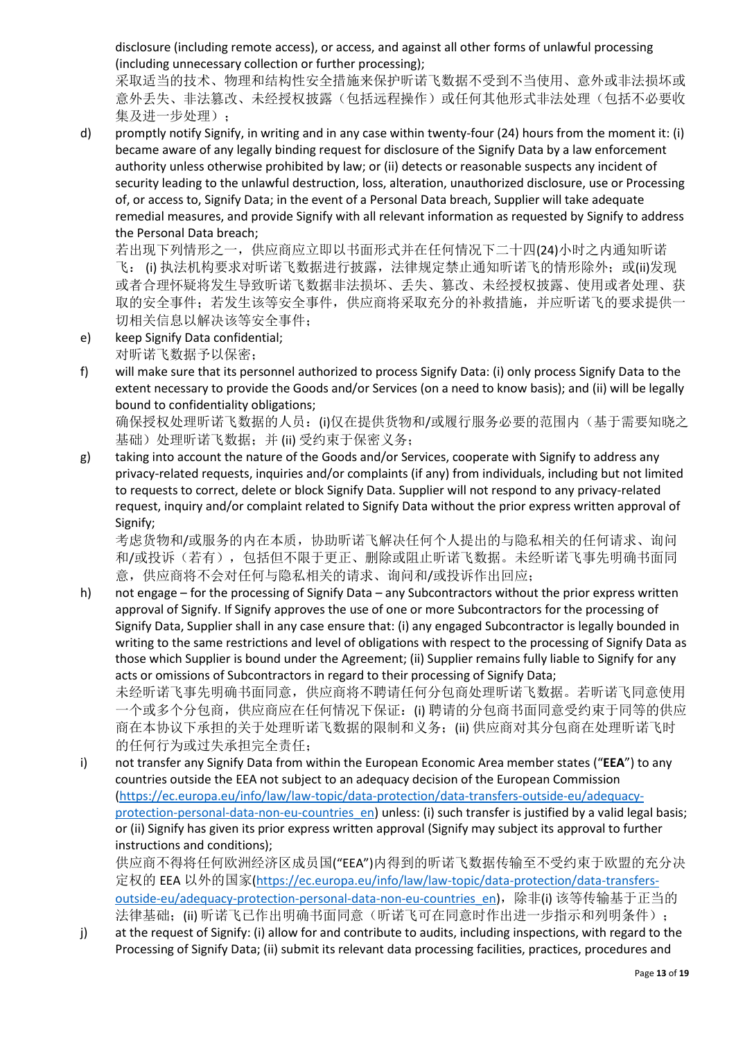disclosure (including remote access), or access, and against all other forms of unlawful processing (including unnecessary collection or further processing);
采取适当的技术、物理和结构性安全措施来保护昕诺飞数据不受到不当使用、意外或非法损坏或意外丢失、非法篡改、未经授权披露（包括远程操作）或任何其他形式非法处理（包括不必要收集及进一步处理）；

d) promptly notify Signify, in writing and in any case within twenty-four (24) hours from the moment it: (i) became aware of any legally binding request for disclosure of the Signify Data by a law enforcement authority unless otherwise prohibited by law; or (ii) detects or reasonable suspects any incident of security leading to the unlawful destruction, loss, alteration, unauthorized disclosure, use or Processing of, or access to, Signify Data; in the event of a Personal Data breach, Supplier will take adequate remedial measures, and provide Signify with all relevant information as requested by Signify to address the Personal Data breach;
若出现下列情形之一，供应商应立即以书面形式并在任何情况下二十四(24)小时之内通知昕诺飞： (i) 执法机构要求对昕诺飞数据进行披露，法律规定禁止通知昕诺飞的情形除外；或(ii)发现或者合理怀疑将发生导致昕诺飞数据非法损坏、丢失、篡改、未经授权披露、使用或者处理、获取的安全事件；若发生该等安全事件，供应商将采取充分的补救措施，并应昕诺飞的要求提供一切相关信息以解决该等安全事件；

e) keep Signify Data confidential;
对昕诺飞数据予以保密；

f) will make sure that its personnel authorized to process Signify Data: (i) only process Signify Data to the extent necessary to provide the Goods and/or Services (on a need to know basis); and (ii) will be legally bound to confidentiality obligations;
确保授权处理昕诺飞数据的人员：(i)仅在提供货物和/或履行服务必要的范围内（基于需要知晓之基础）处理昕诺飞数据；并 (ii) 受约束于保密义务；

g) taking into account the nature of the Goods and/or Services, cooperate with Signify to address any privacy-related requests, inquiries and/or complaints (if any) from individuals, including but not limited to requests to correct, delete or block Signify Data. Supplier will not respond to any privacy-related request, inquiry and/or complaint related to Signify Data without the prior express written approval of Signify;
考虑货物和/或服务的内在本质，协助昕诺飞解决任何个人提出的与隐私相关的任何请求、询问和/或投诉（若有）， 包括但不限于更正、删除或阻止昕诺飞数据。未经昕诺飞事先明确书面同意，供应商将不会对任何与隐私相关的请求、询问和/或投诉作出回应；

h) not engage – for the processing of Signify Data – any Subcontractors without the prior express written approval of Signify. If Signify approves the use of one or more Subcontractors for the processing of Signify Data, Supplier shall in any case ensure that: (i) any engaged Subcontractor is legally bounded in writing to the same restrictions and level of obligations with respect to the processing of Signify Data as those which Supplier is bound under the Agreement; (ii) Supplier remains fully liable to Signify for any acts or omissions of Subcontractors in regard to their processing of Signify Data;
未经昕诺飞事先明确书面同意，供应商将不聘请任何分包商处理昕诺飞数据。若昕诺飞同意使用一个或多个分包商，供应商应在任何情况下保证：(i) 聘请的分包商书面同意受约束于同等的供应商在本协议下承担的关于处理昕诺飞数据的限制和义务；(ii) 供应商对其分包商在处理昕诺飞时的任何行为或过失承担完全责任；

i) not transfer any Signify Data from within the European Economic Area member states ("**EEA**") to any countries outside the EEA not subject to an adequacy decision of the European Commission (https://ec.europa.eu/info/law/law-topic/data-protection/data-transfers-outside-eu/adequacy-protection-personal-data-non-eu-countries_en) unless: (i) such transfer is justified by a valid legal basis; or (ii) Signify has given its prior express written approval (Signify may subject its approval to further instructions and conditions);
供应商不得将任何欧洲经济区成员国("EEA")内得到的昕诺飞数据传输至不受约束于欧盟的充分决定权的 EEA 以外的国家(https://ec.europa.eu/info/law/law-topic/data-protection/data-transfers-outside-eu/adequacy-protection-personal-data-non-eu-countries_en)，除非(i) 该等传输基于正当的法律基础；(ii) 昕诺飞已作出明确书面同意（昕诺飞可在同意时作出进一步指示和列明条件）；

j) at the request of Signify: (i) allow for and contribute to audits, including inspections, with regard to the Processing of Signify Data; (ii) submit its relevant data processing facilities, practices, procedures and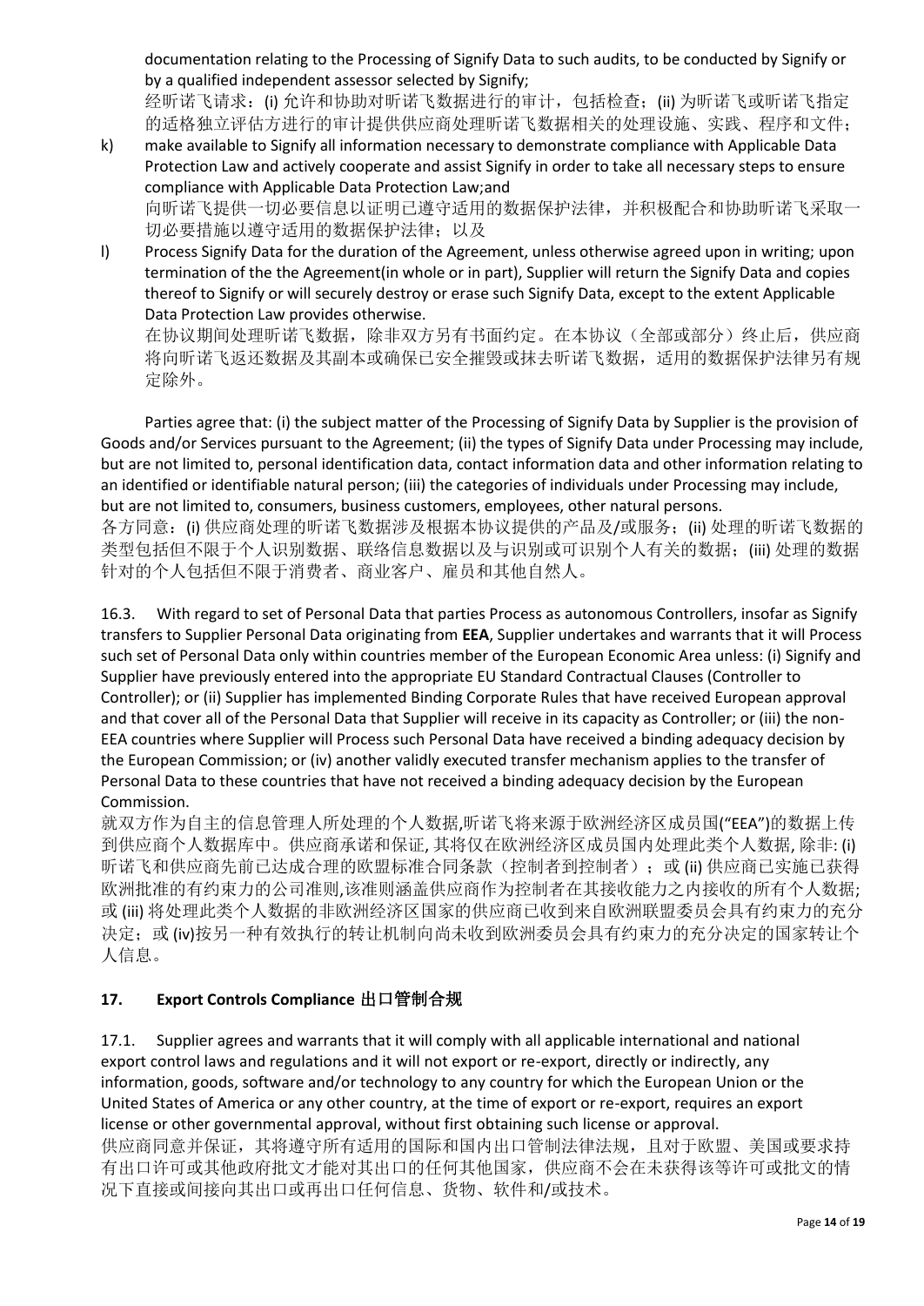documentation relating to the Processing of Signify Data to such audits, to be conducted by Signify or by a qualified independent assessor selected by Signify;

经昕诺飞请求：(i) 允许和协助对昕诺飞数据进行的审计，包括检查；(ii) 为昕诺飞或昕诺飞指定的适格独立评估方进行的审计提供供应商处理昕诺飞数据相关的处理设施、实践、程序和文件；

k) make available to Signify all information necessary to demonstrate compliance with Applicable Data Protection Law and actively cooperate and assist Signify in order to take all necessary steps to ensure compliance with Applicable Data Protection Law;and

向昕诺飞提供一切必要信息以证明已遵守适用的数据保护法律，并积极配合和协助昕诺飞采取一切必要措施以遵守适用的数据保护法律；以及

l) Process Signify Data for the duration of the Agreement, unless otherwise agreed upon in writing; upon termination of the the Agreement(in whole or in part), Supplier will return the Signify Data and copies thereof to Signify or will securely destroy or erase such Signify Data, except to the extent Applicable Data Protection Law provides otherwise.

在协议期间处理昕诺飞数据，除非双方另有书面约定。在本协议（全部或部分）终止后，供应商将向昕诺飞返还数据及其副本或确保已安全摧毁或抹去昕诺飞数据，适用的数据保护法律另有规定除外。

Parties agree that: (i) the subject matter of the Processing of Signify Data by Supplier is the provision of Goods and/or Services pursuant to the Agreement; (ii) the types of Signify Data under Processing may include, but are not limited to, personal identification data, contact information data and other information relating to an identified or identifiable natural person; (iii) the categories of individuals under Processing may include, but are not limited to, consumers, business customers, employees, other natural persons.

各方同意：(i) 供应商处理的昕诺飞数据涉及根据本协议提供的产品及/或服务；(ii) 处理的昕诺飞数据的类型包括但不限于个人识别数据、联络信息数据以及与识别或可识别个人有关的数据；(iii) 处理的数据针对的个人包括但不限于消费者、商业客户、雇员和其他自然人。

16.3. With regard to set of Personal Data that parties Process as autonomous Controllers, insofar as Signify transfers to Supplier Personal Data originating from **EEA**, Supplier undertakes and warrants that it will Process such set of Personal Data only within countries member of the European Economic Area unless: (i) Signify and Supplier have previously entered into the appropriate EU Standard Contractual Clauses (Controller to Controller); or (ii) Supplier has implemented Binding Corporate Rules that have received European approval and that cover all of the Personal Data that Supplier will receive in its capacity as Controller; or (iii) the non-EEA countries where Supplier will Process such Personal Data have received a binding adequacy decision by the European Commission; or (iv) another validly executed transfer mechanism applies to the transfer of Personal Data to these countries that have not received a binding adequacy decision by the European Commission.

就双方作为自主的信息管理人所处理的个人数据,昕诺飞将来源于欧洲经济区成员国("EEA")的数据上传到供应商个人数据库中。供应商承诺和保证, 其将仅在欧洲经济区成员国内处理此类个人数据, 除非: (i) 昕诺飞和供应商先前已达成合理的欧盟标准合同条款（控制者到控制者）；或 (ii) 供应商已实施已获得欧洲批准的有约束力的公司准则,该准则涵盖供应商作为控制者在其接收能力之内接收的所有个人数据; 或 (iii) 将处理此类个人数据的非欧洲经济区国家的供应商已收到来自欧洲联盟委员会具有约束力的充分决定；或 (iv)按另一种有效执行的转让机制向尚未收到欧洲委员会具有约束力的充分决定的国家转让个人信息。

## 17. Export Controls Compliance 出口管制合规

17.1. Supplier agrees and warrants that it will comply with all applicable international and national export control laws and regulations and it will not export or re-export, directly or indirectly, any information, goods, software and/or technology to any country for which the European Union or the United States of America or any other country, at the time of export or re-export, requires an export license or other governmental approval, without first obtaining such license or approval.

供应商同意并保证，其将遵守所有适用的国际和国内出口管制法律法规，且对于欧盟、美国或要求持有出口许可或其他政府批文才能对其出口的任何其他国家，供应商不会在未获得该等许可或批文的情况下直接或间接向其出口或再出口任何信息、货物、软件和/或技术。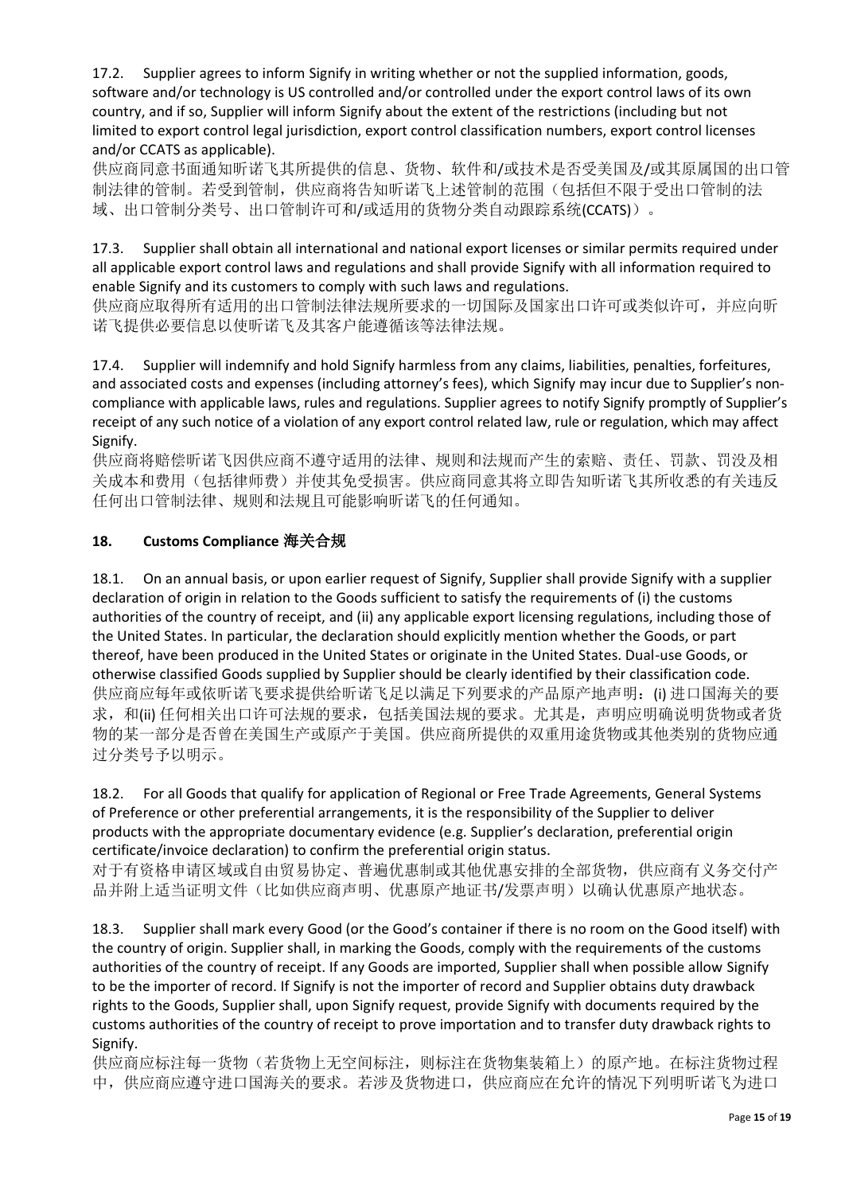17.2. Supplier agrees to inform Signify in writing whether or not the supplied information, goods, software and/or technology is US controlled and/or controlled under the export control laws of its own country, and if so, Supplier will inform Signify about the extent of the restrictions (including but not limited to export control legal jurisdiction, export control classification numbers, export control licenses and/or CCATS as applicable).

供应商同意书面通知昕诺飞其所提供的信息、货物、软件和/或技术是否受美国及/或其原属国的出口管制法律的管制。若受到管制，供应商将告知昕诺飞上述管制的范围（包括但不限于受出口管制的法域、出口管制分类号、出口管制许可和/或适用的货物分类自动跟踪系统(CCATS)）。

17.3. Supplier shall obtain all international and national export licenses or similar permits required under all applicable export control laws and regulations and shall provide Signify with all information required to enable Signify and its customers to comply with such laws and regulations.

供应商应取得所有适用的出口管制法律法规所要求的一切国际及国家出口许可或类似许可，并应向昕诺飞提供必要信息以使昕诺飞及其客户能遵循该等法律法规。

17.4. Supplier will indemnify and hold Signify harmless from any claims, liabilities, penalties, forfeitures, and associated costs and expenses (including attorney's fees), which Signify may incur due to Supplier's non-compliance with applicable laws, rules and regulations. Supplier agrees to notify Signify promptly of Supplier's receipt of any such notice of a violation of any export control related law, rule or regulation, which may affect Signify.

供应商将赔偿昕诺飞因供应商不遵守适用的法律、规则和法规而产生的索赔、责任、罚款、罚没及相关成本和费用（包括律师费）并使其免受损害。供应商同意其将立即告知昕诺飞其所收悉的有关违反任何出口管制法律、规则和法规且可能影响昕诺飞的任何通知。

## 18. Customs Compliance 海关合规

18.1. On an annual basis, or upon earlier request of Signify, Supplier shall provide Signify with a supplier declaration of origin in relation to the Goods sufficient to satisfy the requirements of (i) the customs authorities of the country of receipt, and (ii) any applicable export licensing regulations, including those of the United States. In particular, the declaration should explicitly mention whether the Goods, or part thereof, have been produced in the United States or originate in the United States. Dual-use Goods, or otherwise classified Goods supplied by Supplier should be clearly identified by their classification code.

供应商应每年或依昕诺飞要求提供给昕诺飞足以满足下列要求的产品原产地声明：(i) 进口国海关的要求，和(ii) 任何相关出口许可法规的要求，包括美国法规的要求。尤其是，声明应明确说明货物或者货物的某一部分是否曾在美国生产或原产于美国。供应商所提供的双重用途货物或其他类别的货物应通过分类号予以明示。

18.2. For all Goods that qualify for application of Regional or Free Trade Agreements, General Systems of Preference or other preferential arrangements, it is the responsibility of the Supplier to deliver products with the appropriate documentary evidence (e.g. Supplier's declaration, preferential origin certificate/invoice declaration) to confirm the preferential origin status.

对于有资格申请区域或自由贸易协定、普遍优惠制或其他优惠安排的全部货物，供应商有义务交付产品并附上适当证明文件（比如供应商声明、优惠原产地证书/发票声明）以确认优惠原产地状态。

18.3. Supplier shall mark every Good (or the Good's container if there is no room on the Good itself) with the country of origin. Supplier shall, in marking the Goods, comply with the requirements of the customs authorities of the country of receipt. If any Goods are imported, Supplier shall when possible allow Signify to be the importer of record. If Signify is not the importer of record and Supplier obtains duty drawback rights to the Goods, Supplier shall, upon Signify request, provide Signify with documents required by the customs authorities of the country of receipt to prove importation and to transfer duty drawback rights to Signify.

供应商应标注每一货物（若货物上无空间标注，则标注在货物集装箱上）的原产地。在标注货物过程中，供应商应遵守进口国海关的要求。若涉及货物进口，供应商应在允许的情况下列明昕诺飞为进口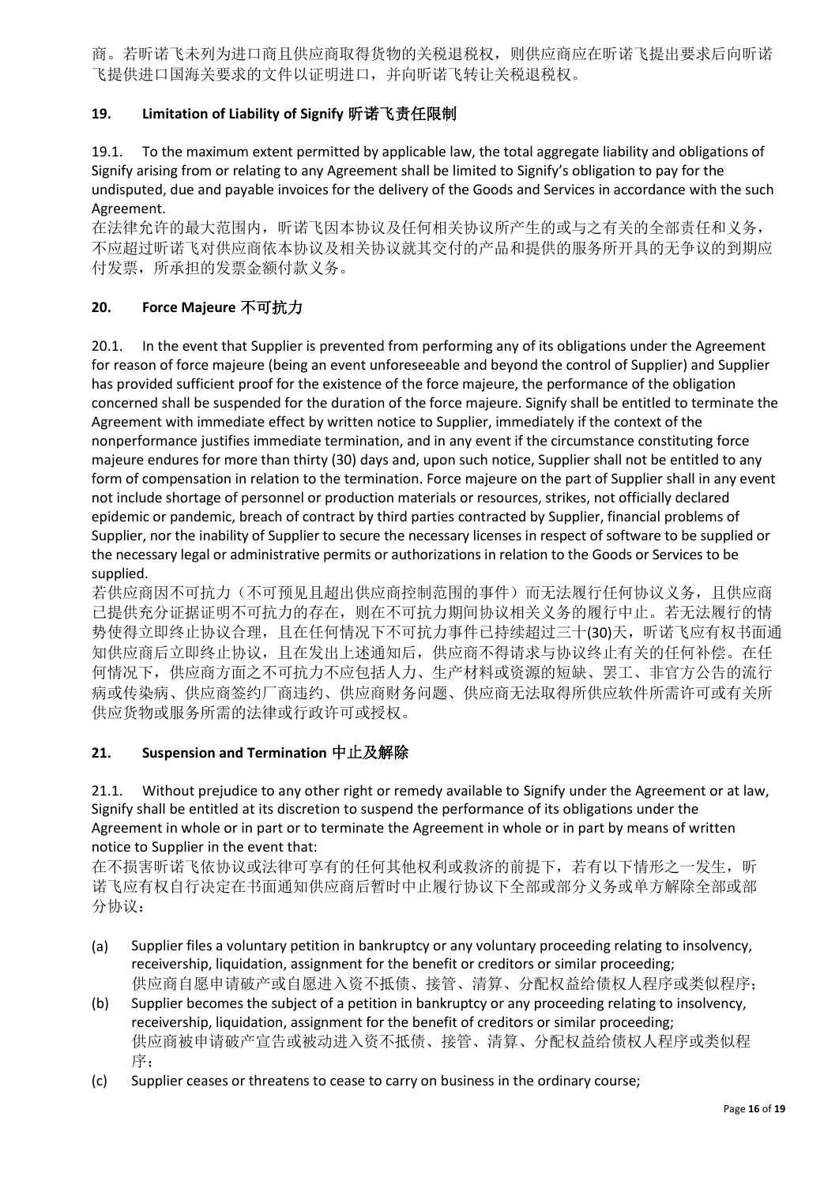商。若昕诺飞未列为进口商且供应商取得货物的关税退税权，则供应商应在昕诺飞提出要求后向昕诺飞提供进口国海关要求的文件以证明进口，并向昕诺飞转让关税退税权。

## 19. Limitation of Liability of Signify 昕诺飞责任限制

19.1. To the maximum extent permitted by applicable law, the total aggregate liability and obligations of Signify arising from or relating to any Agreement shall be limited to Signify's obligation to pay for the undisputed, due and payable invoices for the delivery of the Goods and Services in accordance with the such Agreement.
在法律允许的最大范围内，昕诺飞因本协议及任何相关协议所产生的或与之有关的全部责任和义务，不应超过昕诺飞对供应商依本协议及相关协议就其交付的产品和提供的服务所开具的无争议的到期应付发票，所承担的发票金额付款义务。

## 20. Force Majeure 不可抗力

20.1. In the event that Supplier is prevented from performing any of its obligations under the Agreement for reason of force majeure (being an event unforeseeable and beyond the control of Supplier) and Supplier has provided sufficient proof for the existence of the force majeure, the performance of the obligation concerned shall be suspended for the duration of the force majeure. Signify shall be entitled to terminate the Agreement with immediate effect by written notice to Supplier, immediately if the context of the nonperformance justifies immediate termination, and in any event if the circumstance constituting force majeure endures for more than thirty (30) days and, upon such notice, Supplier shall not be entitled to any form of compensation in relation to the termination. Force majeure on the part of Supplier shall in any event not include shortage of personnel or production materials or resources, strikes, not officially declared epidemic or pandemic, breach of contract by third parties contracted by Supplier, financial problems of Supplier, nor the inability of Supplier to secure the necessary licenses in respect of software to be supplied or the necessary legal or administrative permits or authorizations in relation to the Goods or Services to be supplied.
若供应商因不可抗力（不可预见且超出供应商控制范围的事件）而无法履行任何协议义务，且供应商已提供充分证据证明不可抗力的存在，则在不可抗力期间协议相关义务的履行中止。若无法履行的情势使得立即终止协议合理，且在任何情况下不可抗力事件已持续超过三十(30)天，昕诺飞应有权书面通知供应商后立即终止协议，且在发出上述通知后，供应商不得请求与协议终止有关的任何补偿。在任何情况下，供应商方面之不可抗力不应包括人力、生产材料或资源的短缺、罢工、非官方公告的流行病或传染病、供应商签约厂商违约、供应商财务问题、供应商无法取得所供应软件所需许可或有关所供应货物或服务所需的法律或行政许可或授权。

## 21. Suspension and Termination 中止及解除

21.1. Without prejudice to any other right or remedy available to Signify under the Agreement or at law, Signify shall be entitled at its discretion to suspend the performance of its obligations under the Agreement in whole or in part or to terminate the Agreement in whole or in part by means of written notice to Supplier in the event that:
在不损害昕诺飞依协议或法律可享有的任何其他权利或救济的前提下，若有以下情形之一发生，昕诺飞应有权自行决定在书面通知供应商后暂时中止履行协议下全部或部分义务或单方解除全部或部分协议：

(a) Supplier files a voluntary petition in bankruptcy or any voluntary proceeding relating to insolvency, receivership, liquidation, assignment for the benefit or creditors or similar proceeding;
供应商自愿申请破产或自愿进入资不抵债、接管、清算、分配权益给债权人程序或类似程序；

(b) Supplier becomes the subject of a petition in bankruptcy or any proceeding relating to insolvency, receivership, liquidation, assignment for the benefit of creditors or similar proceeding;
供应商被申请破产宣告或被动进入资不抵债、接管、清算、分配权益给债权人程序或类似程序；

(c) Supplier ceases or threatens to cease to carry on business in the ordinary course;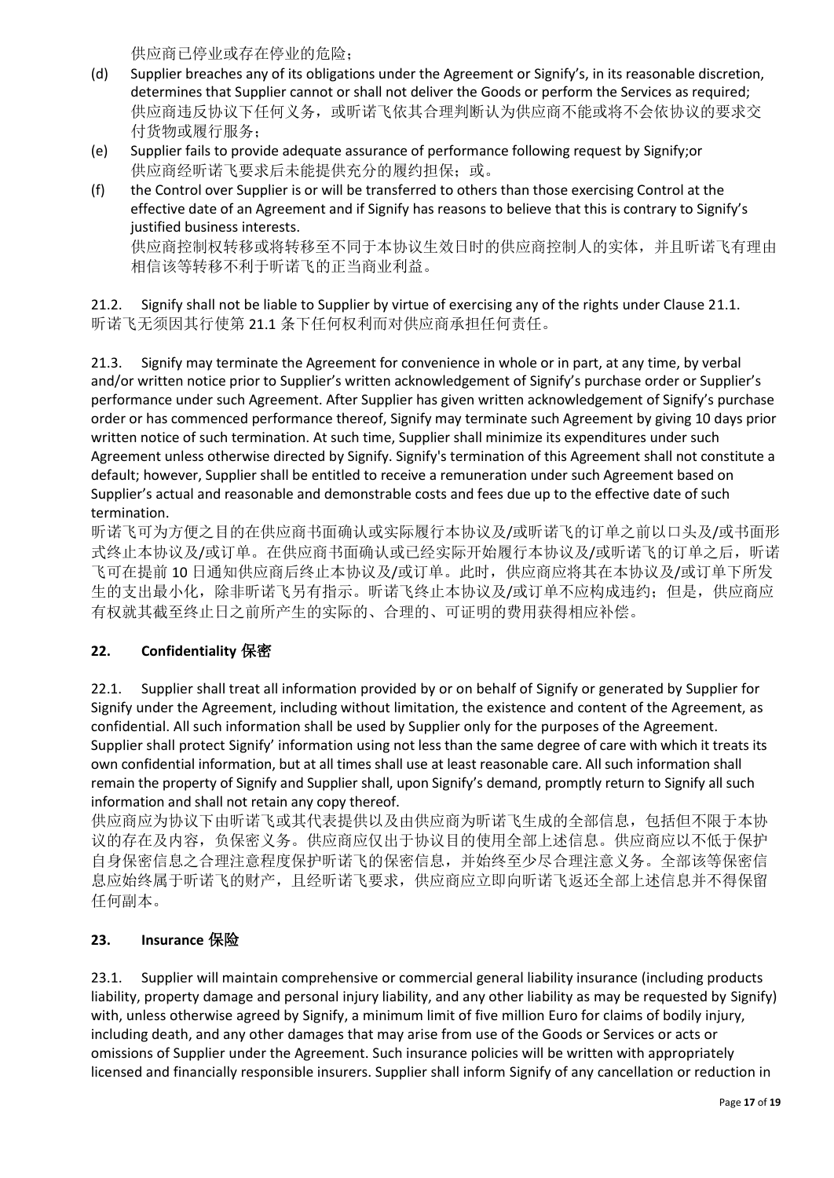供应商已停业或存在停业的危险；

(d) Supplier breaches any of its obligations under the Agreement or Signify's, in its reasonable discretion, determines that Supplier cannot or shall not deliver the Goods or perform the Services as required;
供应商违反协议下任何义务，或昕诺飞依其合理判断认为供应商不能或将不会依协议的要求交付货物或履行服务；

(e) Supplier fails to provide adequate assurance of performance following request by Signify;or
供应商经昕诺飞要求后未能提供充分的履约担保；或。

(f) the Control over Supplier is or will be transferred to others than those exercising Control at the effective date of an Agreement and if Signify has reasons to believe that this is contrary to Signify's justified business interests.
供应商控制权转移或将转移至不同于本协议生效日时的供应商控制人的实体，并且昕诺飞有理由相信该等转移不利于昕诺飞的正当商业利益。

21.2. Signify shall not be liable to Supplier by virtue of exercising any of the rights under Clause 21.1.
昕诺飞无须因其行使第 21.1 条下任何权利而对供应商承担任何责任。

21.3. Signify may terminate the Agreement for convenience in whole or in part, at any time, by verbal and/or written notice prior to Supplier's written acknowledgement of Signify's purchase order or Supplier's performance under such Agreement. After Supplier has given written acknowledgement of Signify's purchase order or has commenced performance thereof, Signify may terminate such Agreement by giving 10 days prior written notice of such termination. At such time, Supplier shall minimize its expenditures under such Agreement unless otherwise directed by Signify. Signify's termination of this Agreement shall not constitute a default; however, Supplier shall be entitled to receive a remuneration under such Agreement based on Supplier's actual and reasonable and demonstrable costs and fees due up to the effective date of such termination.
昕诺飞可为方便之目的在供应商书面确认或实际履行本协议及/或昕诺飞的订单之前以口头及/或书面形式终止本协议及/或订单。在供应商书面确认或已经实际开始履行本协议及/或昕诺飞的订单之后，昕诺飞可在提前 10 日通知供应商后终止本协议及/或订单。此时，供应商应将其在本协议及/或订单下所发生的支出最小化，除非昕诺飞另有指示。昕诺飞终止本协议及/或订单不应构成违约；但是，供应商应有权就其截至终止日之前所产生的实际的、合理的、可证明的费用获得相应补偿。

## 22. Confidentiality 保密

22.1. Supplier shall treat all information provided by or on behalf of Signify or generated by Supplier for Signify under the Agreement, including without limitation, the existence and content of the Agreement, as confidential. All such information shall be used by Supplier only for the purposes of the Agreement. Supplier shall protect Signify' information using not less than the same degree of care with which it treats its own confidential information, but at all times shall use at least reasonable care. All such information shall remain the property of Signify and Supplier shall, upon Signify's demand, promptly return to Signify all such information and shall not retain any copy thereof.
供应商应为协议下由昕诺飞或其代表提供以及由供应商为昕诺飞生成的全部信息，包括但不限于本协议的存在及内容，负保密义务。供应商应仅出于协议目的使用全部上述信息。供应商应以不低于保护自身保密信息之合理注意程度保护昕诺飞的保密信息，并始终至少尽合理注意义务。全部该等保密信息应始终属于昕诺飞的财产，且经昕诺飞要求，供应商应立即向昕诺飞返还全部上述信息并不得保留任何副本。

## 23. Insurance 保险

23.1. Supplier will maintain comprehensive or commercial general liability insurance (including products liability, property damage and personal injury liability, and any other liability as may be requested by Signify) with, unless otherwise agreed by Signify, a minimum limit of five million Euro for claims of bodily injury, including death, and any other damages that may arise from use of the Goods or Services or acts or omissions of Supplier under the Agreement. Such insurance policies will be written with appropriately licensed and financially responsible insurers. Supplier shall inform Signify of any cancellation or reduction in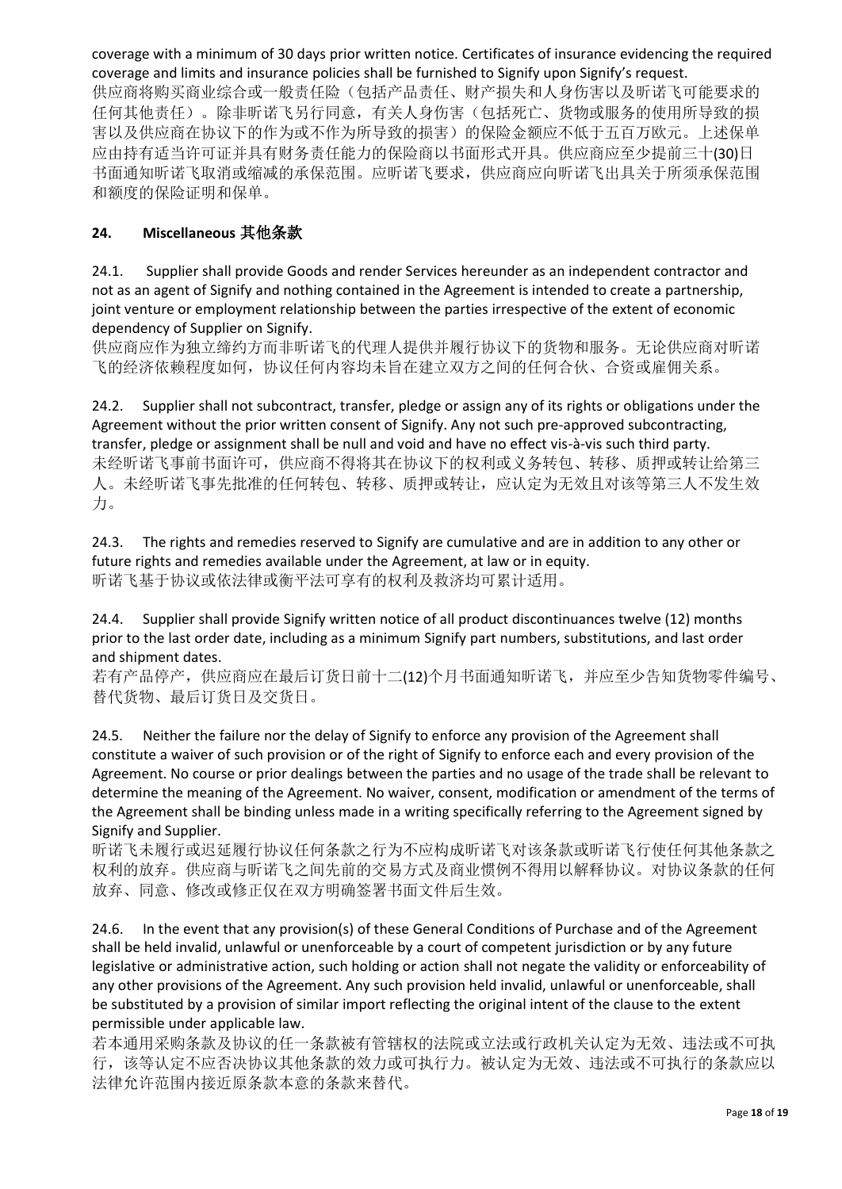coverage with a minimum of 30 days prior written notice. Certificates of insurance evidencing the required coverage and limits and insurance policies shall be furnished to Signify upon Signify's request.
供应商将购买商业综合或一般责任险（包括产品责任、财产损失和人身伤害以及昕诺飞可能要求的任何其他责任）。除非昕诺飞另行同意，有关人身伤害（包括死亡、货物或服务的使用所导致的损害以及供应商在协议下的作为或不作为所导致的损害）的保险金额应不低于五百万欧元。上述保单应由持有适当许可证并具有财务责任能力的保险商以书面形式开具。供应商应至少提前三十(30)日书面通知昕诺飞取消或缩减的承保范围。应昕诺飞要求，供应商应向昕诺飞出具关于所须承保范围和额度的保险证明和保单。

## 24. Miscellaneous 其他条款

24.1. Supplier shall provide Goods and render Services hereunder as an independent contractor and not as an agent of Signify and nothing contained in the Agreement is intended to create a partnership, joint venture or employment relationship between the parties irrespective of the extent of economic dependency of Supplier on Signify.
供应商应作为独立缔约方而非昕诺飞的代理人提供并履行协议下的货物和服务。无论供应商对昕诺飞的经济依赖程度如何，协议任何内容均未旨在建立双方之间的任何合伙、合资或雇佣关系。

24.2. Supplier shall not subcontract, transfer, pledge or assign any of its rights or obligations under the Agreement without the prior written consent of Signify. Any not such pre-approved subcontracting, transfer, pledge or assignment shall be null and void and have no effect vis-à-vis such third party.
未经昕诺飞事前书面许可，供应商不得将其在协议下的权利或义务转包、转移、质押或转让给第三人。未经昕诺飞事先批准的任何转包、转移、质押或转让，应认定为无效且对该等第三人不发生效力。

24.3. The rights and remedies reserved to Signify are cumulative and are in addition to any other or future rights and remedies available under the Agreement, at law or in equity.
昕诺飞基于协议或依法律或衡平法可享有的权利及救济均可累计适用。

24.4. Supplier shall provide Signify written notice of all product discontinuances twelve (12) months prior to the last order date, including as a minimum Signify part numbers, substitutions, and last order and shipment dates.
若有产品停产，供应商应在最后订货日前十二(12)个月书面通知昕诺飞，并应至少告知货物零件编号、替代货物、最后订货日及交货日。

24.5. Neither the failure nor the delay of Signify to enforce any provision of the Agreement shall constitute a waiver of such provision or of the right of Signify to enforce each and every provision of the Agreement. No course or prior dealings between the parties and no usage of the trade shall be relevant to determine the meaning of the Agreement. No waiver, consent, modification or amendment of the terms of the Agreement shall be binding unless made in a writing specifically referring to the Agreement signed by Signify and Supplier.
昕诺飞未履行或迟延履行协议任何条款之行为不应构成昕诺飞对该条款或昕诺飞行使任何其他条款之权利的放弃。供应商与昕诺飞之间先前的交易方式及商业惯例不得用以解释协议。对协议条款的任何放弃、同意、修改或修正仅在双方明确签署书面文件后生效。

24.6. In the event that any provision(s) of these General Conditions of Purchase and of the Agreement shall be held invalid, unlawful or unenforceable by a court of competent jurisdiction or by any future legislative or administrative action, such holding or action shall not negate the validity or enforceability of any other provisions of the Agreement. Any such provision held invalid, unlawful or unenforceable, shall be substituted by a provision of similar import reflecting the original intent of the clause to the extent permissible under applicable law.
若本通用采购条款及协议的任一条款被有管辖权的法院或立法或行政机关认定为无效、违法或不可执行，该等认定不应否决协议其他条款的效力或可执行力。被认定为无效、违法或不可执行的条款应以法律允许范围内接近原条款本意的条款来替代。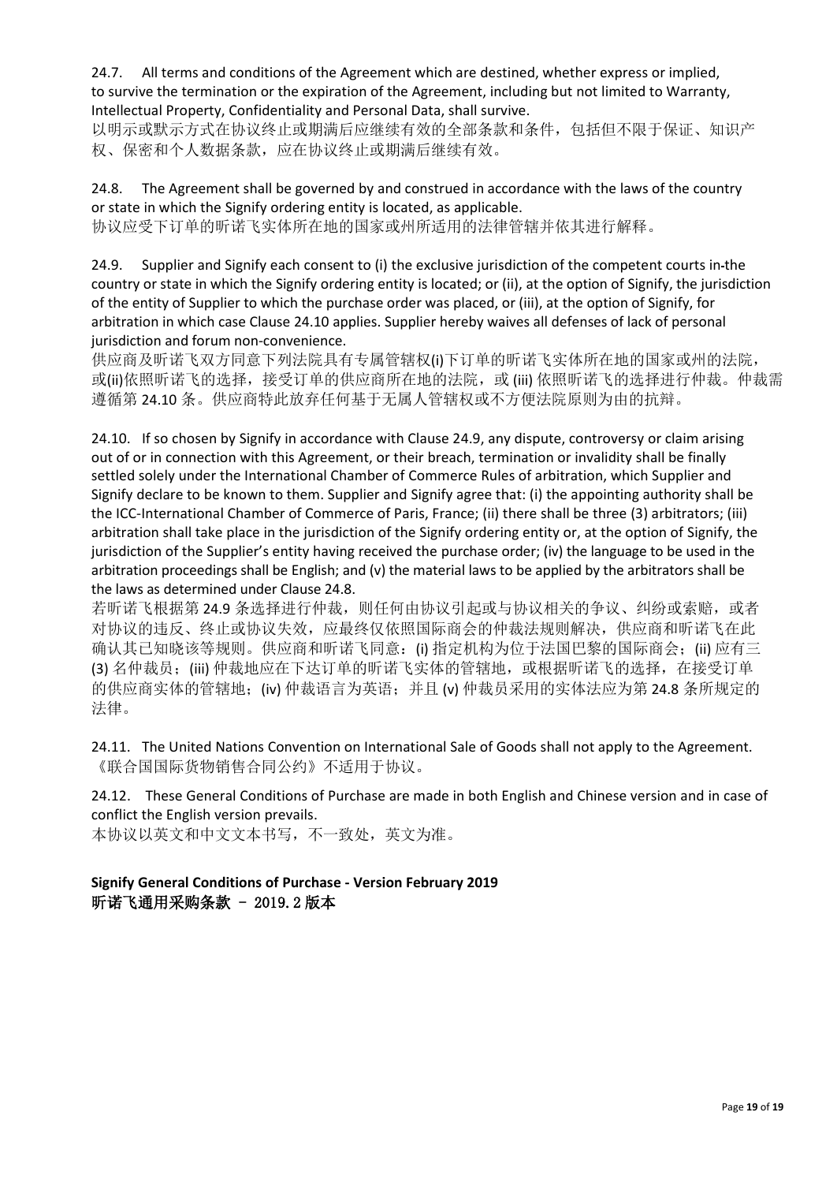24.7. All terms and conditions of the Agreement which are destined, whether express or implied, to survive the termination or the expiration of the Agreement, including but not limited to Warranty, Intellectual Property, Confidentiality and Personal Data, shall survive.
以明示或默示方式在协议终止或期满后应继续有效的全部条款和条件，包括但不限于保证、知识产权、保密和个人数据条款，应在协议终止或期满后继续有效。

24.8. The Agreement shall be governed by and construed in accordance with the laws of the country or state in which the Signify ordering entity is located, as applicable.
协议应受下订单的昕诺飞实体所在地的国家或州所适用的法律管辖并依其进行解释。

24.9. Supplier and Signify each consent to (i) the exclusive jurisdiction of the competent courts in the country or state in which the Signify ordering entity is located; or (ii), at the option of Signify, the jurisdiction of the entity of Supplier to which the purchase order was placed, or (iii), at the option of Signify, for arbitration in which case Clause 24.10 applies. Supplier hereby waives all defenses of lack of personal jurisdiction and forum non-convenience.
供应商及昕诺飞双方同意下列法院具有专属管辖权(i)下订单的昕诺飞实体所在地的国家或州的法院，或(ii)依照昕诺飞的选择，接受订单的供应商所在地的法院，或 (iii) 依照昕诺飞的选择进行仲裁。仲裁需遵循第 24.10 条。供应商特此放弃任何基于无属人管辖权或不方便法院原则为由的抗辩。

24.10. If so chosen by Signify in accordance with Clause 24.9, any dispute, controversy or claim arising out of or in connection with this Agreement, or their breach, termination or invalidity shall be finally settled solely under the International Chamber of Commerce Rules of arbitration, which Supplier and Signify declare to be known to them. Supplier and Signify agree that: (i) the appointing authority shall be the ICC-International Chamber of Commerce of Paris, France; (ii) there shall be three (3) arbitrators; (iii) arbitration shall take place in the jurisdiction of the Signify ordering entity or, at the option of Signify, the jurisdiction of the Supplier's entity having received the purchase order; (iv) the language to be used in the arbitration proceedings shall be English; and (v) the material laws to be applied by the arbitrators shall be the laws as determined under Clause 24.8.
若昕诺飞根据第 24.9 条选择进行仲裁，则任何由协议引起或与协议相关的争议、纠纷或索赔，或者对协议的违反、终止或协议失效，应最终仅依照国际商会的仲裁法规则解决，供应商和昕诺飞在此确认其已知晓该等规则。供应商和昕诺飞同意：(i) 指定机构为位于法国巴黎的国际商会；(ii) 应有三 (3) 名仲裁员；(iii) 仲裁地应在下达订单的昕诺飞实体的管辖地，或根据昕诺飞的选择，在接受订单的供应商实体的管辖地；(iv) 仲裁语言为英语；并且 (v) 仲裁员采用的实体法应为第 24.8 条所规定的法律。

24.11. The United Nations Convention on International Sale of Goods shall not apply to the Agreement.
《联合国国际货物销售合同公约》不适用于协议。

24.12. These General Conditions of Purchase are made in both English and Chinese version and in case of conflict the English version prevails.
本协议以英文和中文文本书写，不一致处，英文为准。

**Signify General Conditions of Purchase - Version February 2019**
**昕诺飞通用采购条款 - 2019.2 版本**